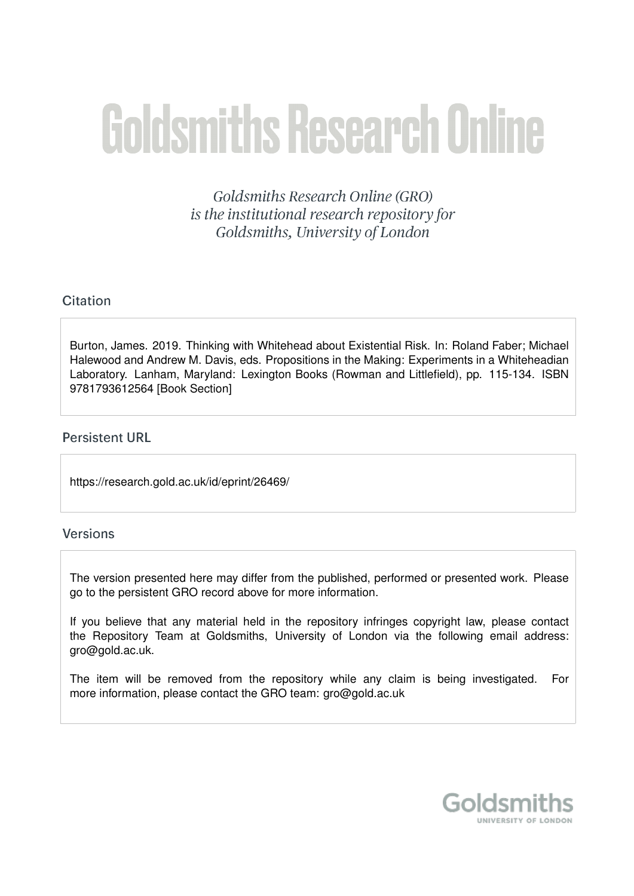# Goldsmiths Research Online

*Goldsmiths Research Online (GRO) is the institutional research repository for Goldsmiths, University of London*

## Citation

Burton, James. 2019. Thinking with Whitehead about Existential Risk. In: Roland Faber; Michael Halewood and Andrew M. Davis, eds. Propositions in the Making: Experiments in a Whiteheadian Laboratory. Lanham, Maryland: Lexington Books (Rowman and Littlefield), pp. 115-134. ISBN 9781793612564 [Book Section]

## Persistent URL

https://research.gold.ac.uk/id/eprint/26469/

## Versions

The version presented here may differ from the published, performed or presented work. Please go to the persistent GRO record above for more information.

If you believe that any material held in the repository infringes copyright law, please contact the Repository Team at Goldsmiths, University of London via the following email address: gro@gold.ac.uk.

The item will be removed from the repository while any claim is being investigated. For more information, please contact the GRO team: gro@gold.ac.uk

Goldsmiths
UNIVERSITY OF LONDON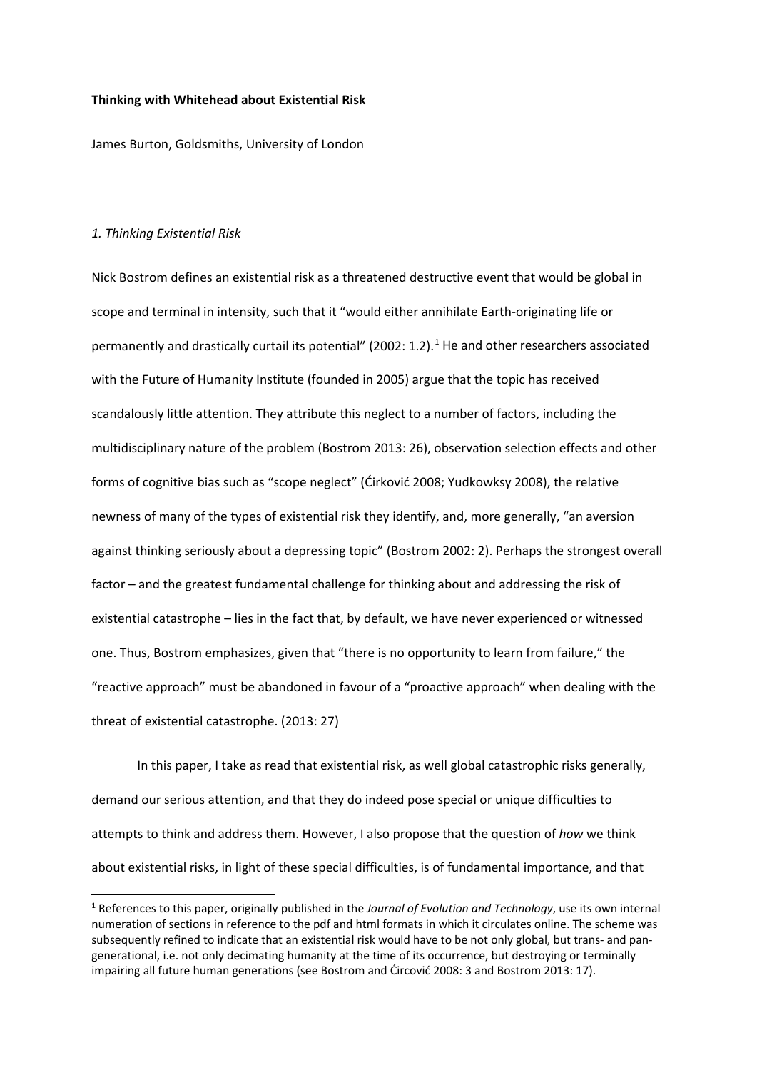**Thinking with Whitehead about Existential Risk**

James Burton, Goldsmiths, University of London

*1. Thinking Existential Risk*

Nick Bostrom defines an existential risk as a threatened destructive event that would be global in scope and terminal in intensity, such that it "would either annihilate Earth-originating life or permanently and drastically curtail its potential" (2002: 1.2).[1] He and other researchers associated with the Future of Humanity Institute (founded in 2005) argue that the topic has received scandalously little attention. They attribute this neglect to a number of factors, including the multidisciplinary nature of the problem (Bostrom 2013: 26), observation selection effects and other forms of cognitive bias such as "scope neglect" (Ćirković 2008; Yudkowksy 2008), the relative newness of many of the types of existential risk they identify, and, more generally, "an aversion against thinking seriously about a depressing topic" (Bostrom 2002: 2). Perhaps the strongest overall factor – and the greatest fundamental challenge for thinking about and addressing the risk of existential catastrophe – lies in the fact that, by default, we have never experienced or witnessed one. Thus, Bostrom emphasizes, given that "there is no opportunity to learn from failure," the "reactive approach" must be abandoned in favour of a "proactive approach" when dealing with the threat of existential catastrophe. (2013: 27)

In this paper, I take as read that existential risk, as well global catastrophic risks generally, demand our serious attention, and that they do indeed pose special or unique difficulties to attempts to think and address them. However, I also propose that the question of *how* we think about existential risks, in light of these special difficulties, is of fundamental importance, and that

[1] References to this paper, originally published in the *Journal of Evolution and Technology*, use its own internal numeration of sections in reference to the pdf and html formats in which it circulates online. The scheme was subsequently refined to indicate that an existential risk would have to be not only global, but trans- and pan-generational, i.e. not only decimating humanity at the time of its occurrence, but destroying or terminally impairing all future human generations (see Bostrom and Ćircović 2008: 3 and Bostrom 2013: 17).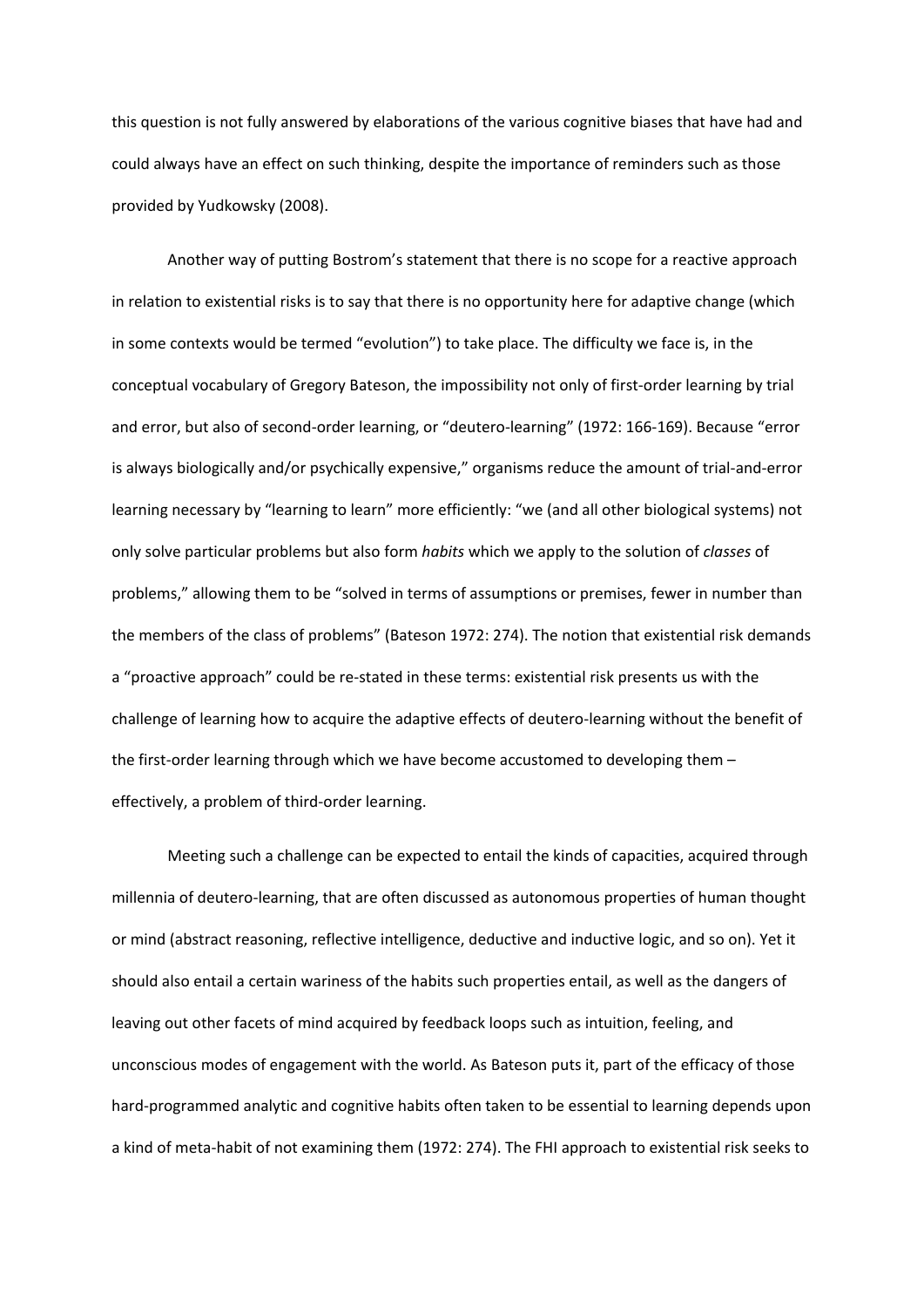this question is not fully answered by elaborations of the various cognitive biases that have had and could always have an effect on such thinking, despite the importance of reminders such as those provided by Yudkowsky (2008).

Another way of putting Bostrom's statement that there is no scope for a reactive approach in relation to existential risks is to say that there is no opportunity here for adaptive change (which in some contexts would be termed "evolution") to take place. The difficulty we face is, in the conceptual vocabulary of Gregory Bateson, the impossibility not only of first-order learning by trial and error, but also of second-order learning, or "deutero-learning" (1972: 166-169). Because "error is always biologically and/or psychically expensive," organisms reduce the amount of trial-and-error learning necessary by "learning to learn" more efficiently: "we (and all other biological systems) not only solve particular problems but also form *habits* which we apply to the solution of *classes* of problems," allowing them to be "solved in terms of assumptions or premises, fewer in number than the members of the class of problems" (Bateson 1972: 274). The notion that existential risk demands a "proactive approach" could be re-stated in these terms: existential risk presents us with the challenge of learning how to acquire the adaptive effects of deutero-learning without the benefit of the first-order learning through which we have become accustomed to developing them – effectively, a problem of third-order learning.

Meeting such a challenge can be expected to entail the kinds of capacities, acquired through millennia of deutero-learning, that are often discussed as autonomous properties of human thought or mind (abstract reasoning, reflective intelligence, deductive and inductive logic, and so on). Yet it should also entail a certain wariness of the habits such properties entail, as well as the dangers of leaving out other facets of mind acquired by feedback loops such as intuition, feeling, and unconscious modes of engagement with the world. As Bateson puts it, part of the efficacy of those hard-programmed analytic and cognitive habits often taken to be essential to learning depends upon a kind of meta-habit of not examining them (1972: 274). The FHI approach to existential risk seeks to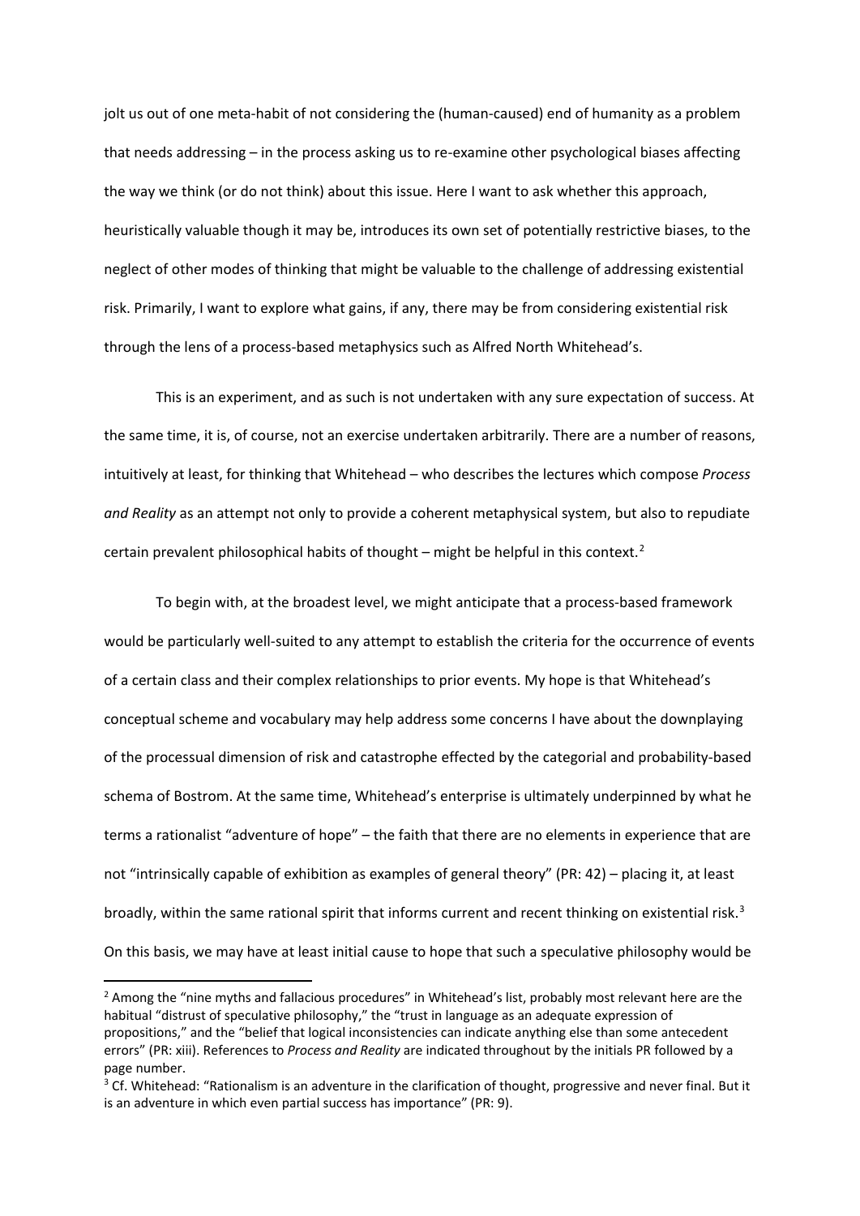jolt us out of one meta-habit of not considering the (human-caused) end of humanity as a problem that needs addressing – in the process asking us to re-examine other psychological biases affecting the way we think (or do not think) about this issue. Here I want to ask whether this approach, heuristically valuable though it may be, introduces its own set of potentially restrictive biases, to the neglect of other modes of thinking that might be valuable to the challenge of addressing existential risk. Primarily, I want to explore what gains, if any, there may be from considering existential risk through the lens of a process-based metaphysics such as Alfred North Whitehead's.

This is an experiment, and as such is not undertaken with any sure expectation of success. At the same time, it is, of course, not an exercise undertaken arbitrarily. There are a number of reasons, intuitively at least, for thinking that Whitehead – who describes the lectures which compose *Process and Reality* as an attempt not only to provide a coherent metaphysical system, but also to repudiate certain prevalent philosophical habits of thought – might be helpful in this context.[2]

To begin with, at the broadest level, we might anticipate that a process-based framework would be particularly well-suited to any attempt to establish the criteria for the occurrence of events of a certain class and their complex relationships to prior events. My hope is that Whitehead's conceptual scheme and vocabulary may help address some concerns I have about the downplaying of the processual dimension of risk and catastrophe effected by the categorial and probability-based schema of Bostrom. At the same time, Whitehead's enterprise is ultimately underpinned by what he terms a rationalist "adventure of hope" – the faith that there are no elements in experience that are not "intrinsically capable of exhibition as examples of general theory" (PR: 42) – placing it, at least broadly, within the same rational spirit that informs current and recent thinking on existential risk.[3] On this basis, we may have at least initial cause to hope that such a speculative philosophy would be

[2] Among the "nine myths and fallacious procedures" in Whitehead's list, probably most relevant here are the habitual "distrust of speculative philosophy," the "trust in language as an adequate expression of propositions," and the "belief that logical inconsistencies can indicate anything else than some antecedent errors" (PR: xiii). References to *Process and Reality* are indicated throughout by the initials PR followed by a page number.

[3] Cf. Whitehead: "Rationalism is an adventure in the clarification of thought, progressive and never final. But it is an adventure in which even partial success has importance" (PR: 9).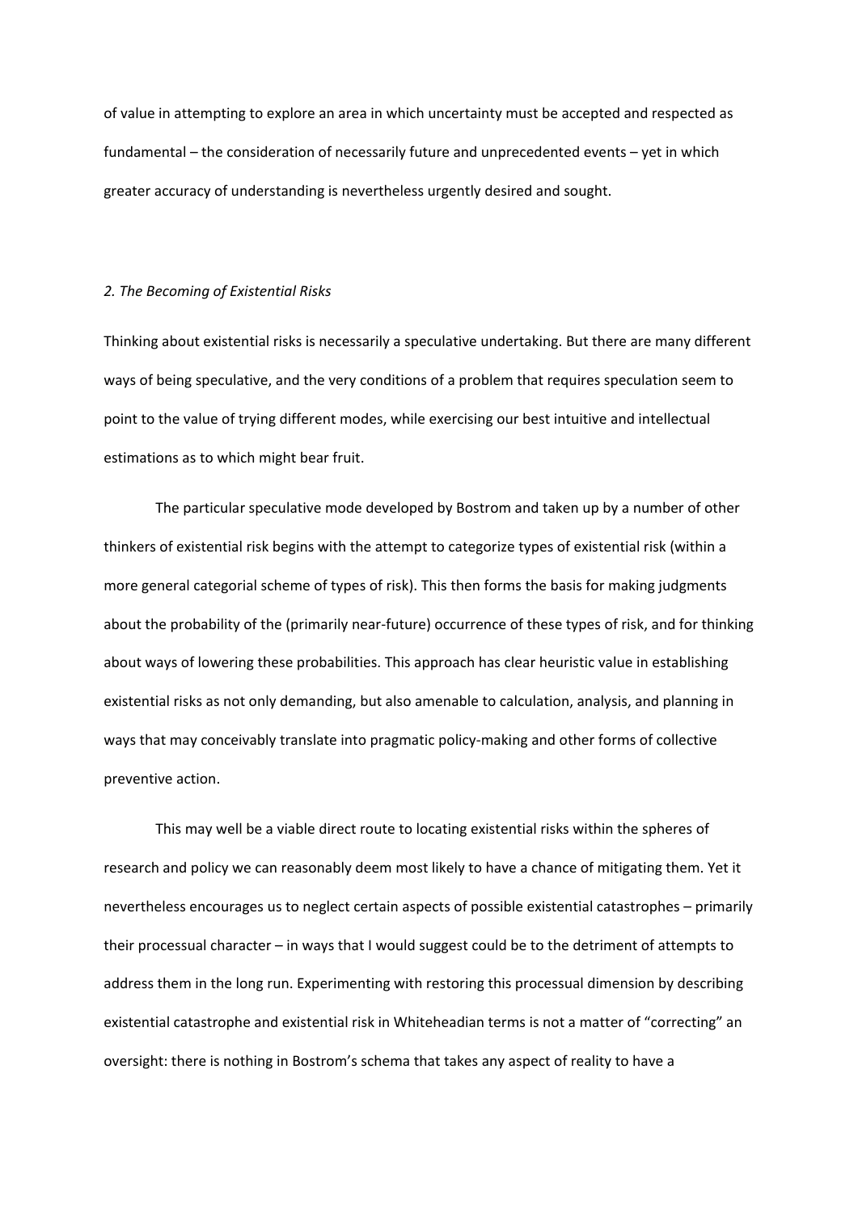of value in attempting to explore an area in which uncertainty must be accepted and respected as fundamental – the consideration of necessarily future and unprecedented events – yet in which greater accuracy of understanding is nevertheless urgently desired and sought.

## *2. The Becoming of Existential Risks*

Thinking about existential risks is necessarily a speculative undertaking. But there are many different ways of being speculative, and the very conditions of a problem that requires speculation seem to point to the value of trying different modes, while exercising our best intuitive and intellectual estimations as to which might bear fruit.

The particular speculative mode developed by Bostrom and taken up by a number of other thinkers of existential risk begins with the attempt to categorize types of existential risk (within a more general categorial scheme of types of risk). This then forms the basis for making judgments about the probability of the (primarily near-future) occurrence of these types of risk, and for thinking about ways of lowering these probabilities. This approach has clear heuristic value in establishing existential risks as not only demanding, but also amenable to calculation, analysis, and planning in ways that may conceivably translate into pragmatic policy-making and other forms of collective preventive action.

This may well be a viable direct route to locating existential risks within the spheres of research and policy we can reasonably deem most likely to have a chance of mitigating them. Yet it nevertheless encourages us to neglect certain aspects of possible existential catastrophes – primarily their processual character – in ways that I would suggest could be to the detriment of attempts to address them in the long run. Experimenting with restoring this processual dimension by describing existential catastrophe and existential risk in Whiteheadian terms is not a matter of "correcting" an oversight: there is nothing in Bostrom's schema that takes any aspect of reality to have a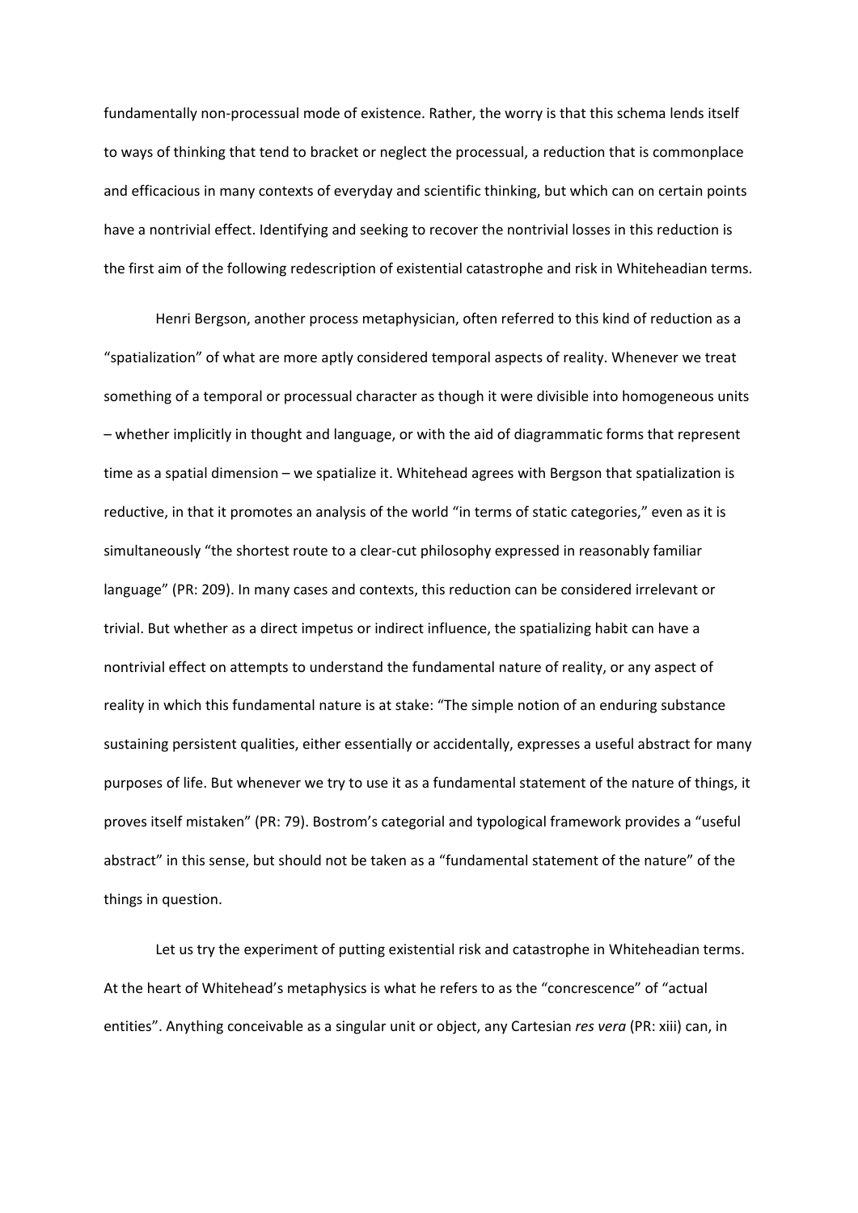fundamentally non-processual mode of existence. Rather, the worry is that this schema lends itself to ways of thinking that tend to bracket or neglect the processual, a reduction that is commonplace and efficacious in many contexts of everyday and scientific thinking, but which can on certain points have a nontrivial effect. Identifying and seeking to recover the nontrivial losses in this reduction is the first aim of the following redescription of existential catastrophe and risk in Whiteheadian terms.

Henri Bergson, another process metaphysician, often referred to this kind of reduction as a "spatialization" of what are more aptly considered temporal aspects of reality. Whenever we treat something of a temporal or processual character as though it were divisible into homogeneous units – whether implicitly in thought and language, or with the aid of diagrammatic forms that represent time as a spatial dimension – we spatialize it. Whitehead agrees with Bergson that spatialization is reductive, in that it promotes an analysis of the world "in terms of static categories," even as it is simultaneously "the shortest route to a clear-cut philosophy expressed in reasonably familiar language" (PR: 209). In many cases and contexts, this reduction can be considered irrelevant or trivial. But whether as a direct impetus or indirect influence, the spatializing habit can have a nontrivial effect on attempts to understand the fundamental nature of reality, or any aspect of reality in which this fundamental nature is at stake: "The simple notion of an enduring substance sustaining persistent qualities, either essentially or accidentally, expresses a useful abstract for many purposes of life. But whenever we try to use it as a fundamental statement of the nature of things, it proves itself mistaken" (PR: 79). Bostrom's categorial and typological framework provides a "useful abstract" in this sense, but should not be taken as a "fundamental statement of the nature" of the things in question.

Let us try the experiment of putting existential risk and catastrophe in Whiteheadian terms. At the heart of Whitehead's metaphysics is what he refers to as the "concrescence" of "actual entities". Anything conceivable as a singular unit or object, any Cartesian *res vera* (PR: xiii) can, in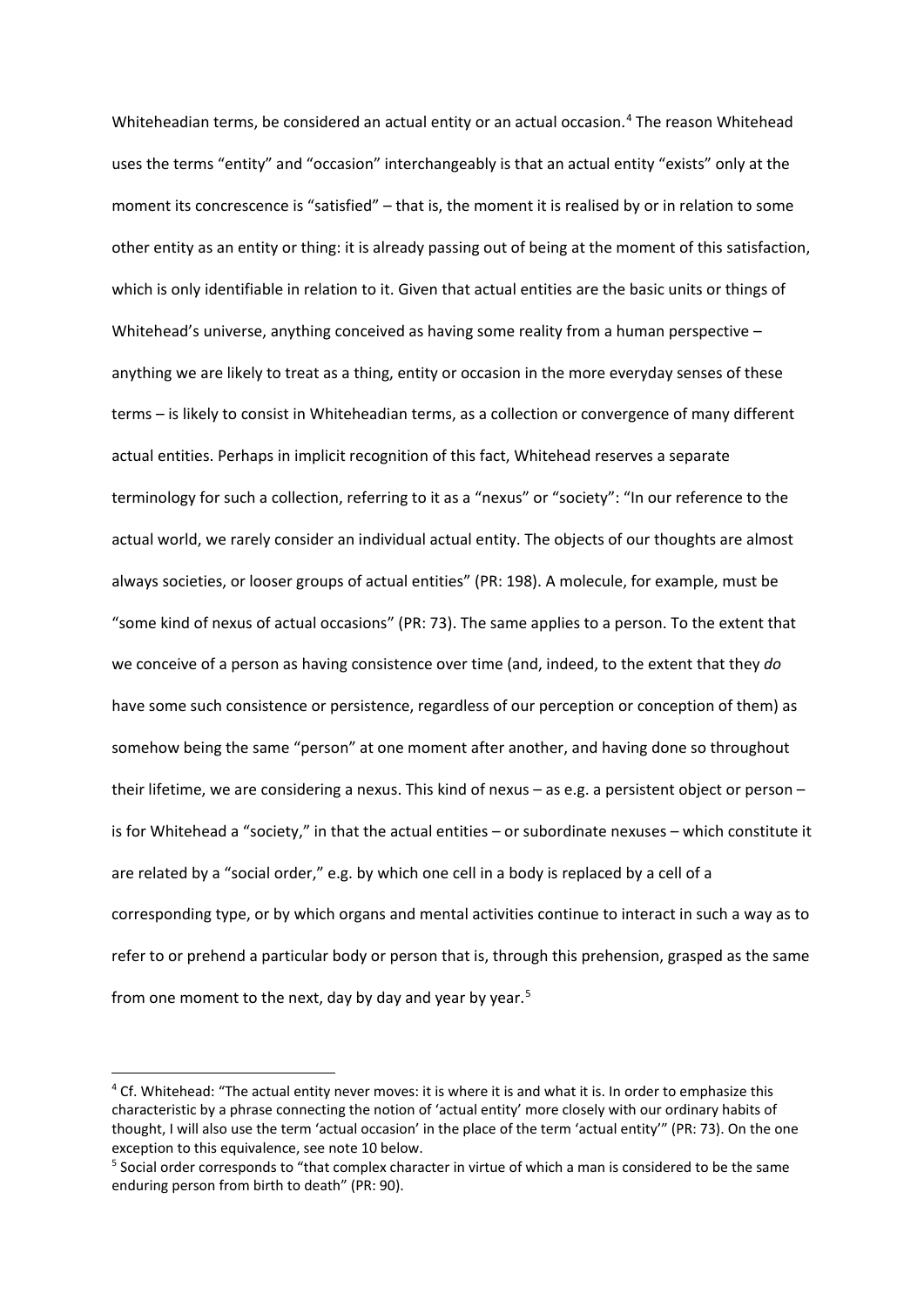Whiteheadian terms, be considered an actual entity or an actual occasion.[4] The reason Whitehead uses the terms "entity" and "occasion" interchangeably is that an actual entity "exists" only at the moment its concrescence is "satisfied" – that is, the moment it is realised by or in relation to some other entity as an entity or thing: it is already passing out of being at the moment of this satisfaction, which is only identifiable in relation to it. Given that actual entities are the basic units or things of Whitehead's universe, anything conceived as having some reality from a human perspective – anything we are likely to treat as a thing, entity or occasion in the more everyday senses of these terms – is likely to consist in Whiteheadian terms, as a collection or convergence of many different actual entities. Perhaps in implicit recognition of this fact, Whitehead reserves a separate terminology for such a collection, referring to it as a "nexus" or "society": "In our reference to the actual world, we rarely consider an individual actual entity. The objects of our thoughts are almost always societies, or looser groups of actual entities" (PR: 198). A molecule, for example, must be "some kind of nexus of actual occasions" (PR: 73). The same applies to a person. To the extent that we conceive of a person as having consistence over time (and, indeed, to the extent that they *do* have some such consistence or persistence, regardless of our perception or conception of them) as somehow being the same "person" at one moment after another, and having done so throughout their lifetime, we are considering a nexus. This kind of nexus – as e.g. a persistent object or person – is for Whitehead a "society," in that the actual entities – or subordinate nexuses – which constitute it are related by a "social order," e.g. by which one cell in a body is replaced by a cell of a corresponding type, or by which organs and mental activities continue to interact in such a way as to refer to or prehend a particular body or person that is, through this prehension, grasped as the same from one moment to the next, day by day and year by year.[5]

---

[4] Cf. Whitehead: "The actual entity never moves: it is where it is and what it is. In order to emphasize this characteristic by a phrase connecting the notion of 'actual entity' more closely with our ordinary habits of thought, I will also use the term 'actual occasion' in the place of the term 'actual entity'" (PR: 73). On the one exception to this equivalence, see note 10 below.

[5] Social order corresponds to "that complex character in virtue of which a man is considered to be the same enduring person from birth to death" (PR: 90).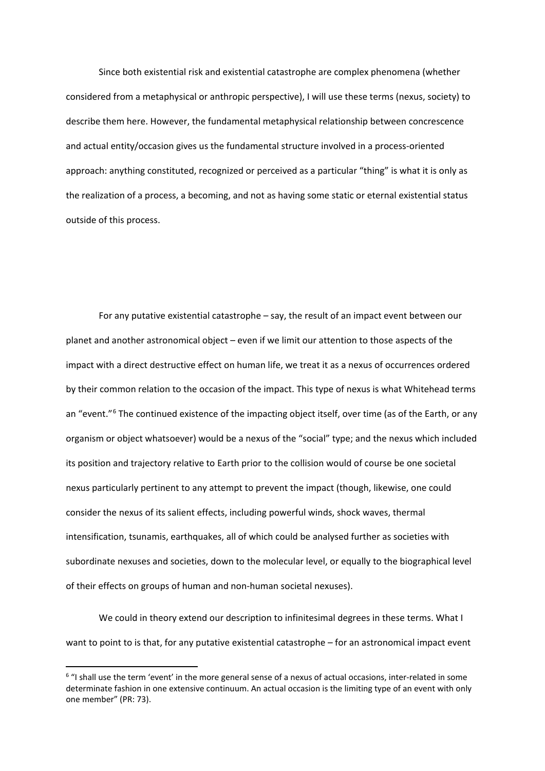Since both existential risk and existential catastrophe are complex phenomena (whether considered from a metaphysical or anthropic perspective), I will use these terms (nexus, society) to describe them here. However, the fundamental metaphysical relationship between concrescence and actual entity/occasion gives us the fundamental structure involved in a process-oriented approach: anything constituted, recognized or perceived as a particular "thing" is what it is only as the realization of a process, a becoming, and not as having some static or eternal existential status outside of this process.

For any putative existential catastrophe – say, the result of an impact event between our planet and another astronomical object – even if we limit our attention to those aspects of the impact with a direct destructive effect on human life, we treat it as a nexus of occurrences ordered by their common relation to the occasion of the impact. This type of nexus is what Whitehead terms an "event."[6] The continued existence of the impacting object itself, over time (as of the Earth, or any organism or object whatsoever) would be a nexus of the "social" type; and the nexus which included its position and trajectory relative to Earth prior to the collision would of course be one societal nexus particularly pertinent to any attempt to prevent the impact (though, likewise, one could consider the nexus of its salient effects, including powerful winds, shock waves, thermal intensification, tsunamis, earthquakes, all of which could be analysed further as societies with subordinate nexuses and societies, down to the molecular level, or equally to the biographical level of their effects on groups of human and non-human societal nexuses).

We could in theory extend our description to infinitesimal degrees in these terms. What I want to point to is that, for any putative existential catastrophe – for an astronomical impact event

[6] "I shall use the term 'event' in the more general sense of a nexus of actual occasions, inter-related in some determinate fashion in one extensive continuum. An actual occasion is the limiting type of an event with only one member" (PR: 73).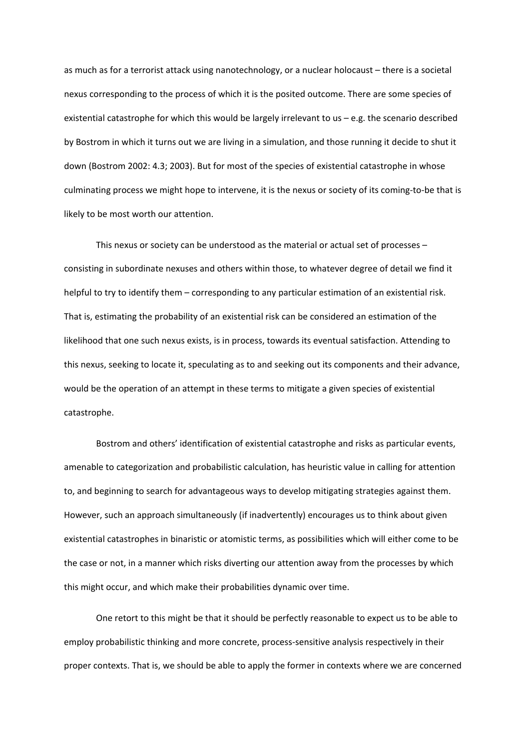as much as for a terrorist attack using nanotechnology, or a nuclear holocaust – there is a societal nexus corresponding to the process of which it is the posited outcome. There are some species of existential catastrophe for which this would be largely irrelevant to us – e.g. the scenario described by Bostrom in which it turns out we are living in a simulation, and those running it decide to shut it down (Bostrom 2002: 4.3; 2003). But for most of the species of existential catastrophe in whose culminating process we might hope to intervene, it is the nexus or society of its coming-to-be that is likely to be most worth our attention.

This nexus or society can be understood as the material or actual set of processes – consisting in subordinate nexuses and others within those, to whatever degree of detail we find it helpful to try to identify them – corresponding to any particular estimation of an existential risk. That is, estimating the probability of an existential risk can be considered an estimation of the likelihood that one such nexus exists, is in process, towards its eventual satisfaction. Attending to this nexus, seeking to locate it, speculating as to and seeking out its components and their advance, would be the operation of an attempt in these terms to mitigate a given species of existential catastrophe.

Bostrom and others' identification of existential catastrophe and risks as particular events, amenable to categorization and probabilistic calculation, has heuristic value in calling for attention to, and beginning to search for advantageous ways to develop mitigating strategies against them. However, such an approach simultaneously (if inadvertently) encourages us to think about given existential catastrophes in binaristic or atomistic terms, as possibilities which will either come to be the case or not, in a manner which risks diverting our attention away from the processes by which this might occur, and which make their probabilities dynamic over time.

One retort to this might be that it should be perfectly reasonable to expect us to be able to employ probabilistic thinking and more concrete, process-sensitive analysis respectively in their proper contexts. That is, we should be able to apply the former in contexts where we are concerned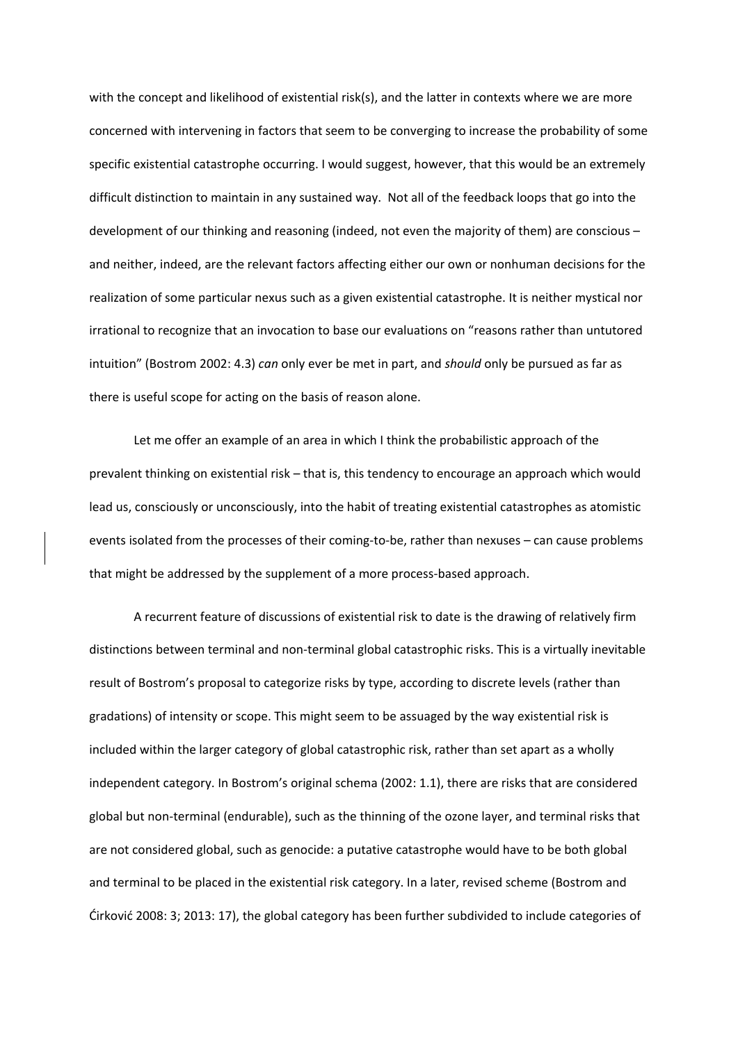with the concept and likelihood of existential risk(s), and the latter in contexts where we are more concerned with intervening in factors that seem to be converging to increase the probability of some specific existential catastrophe occurring. I would suggest, however, that this would be an extremely difficult distinction to maintain in any sustained way. Not all of the feedback loops that go into the development of our thinking and reasoning (indeed, not even the majority of them) are conscious – and neither, indeed, are the relevant factors affecting either our own or nonhuman decisions for the realization of some particular nexus such as a given existential catastrophe. It is neither mystical nor irrational to recognize that an invocation to base our evaluations on "reasons rather than untutored intuition" (Bostrom 2002: 4.3) *can* only ever be met in part, and *should* only be pursued as far as there is useful scope for acting on the basis of reason alone.

Let me offer an example of an area in which I think the probabilistic approach of the prevalent thinking on existential risk – that is, this tendency to encourage an approach which would lead us, consciously or unconsciously, into the habit of treating existential catastrophes as atomistic events isolated from the processes of their coming-to-be, rather than nexuses – can cause problems that might be addressed by the supplement of a more process-based approach.

A recurrent feature of discussions of existential risk to date is the drawing of relatively firm distinctions between terminal and non-terminal global catastrophic risks. This is a virtually inevitable result of Bostrom's proposal to categorize risks by type, according to discrete levels (rather than gradations) of intensity or scope. This might seem to be assuaged by the way existential risk is included within the larger category of global catastrophic risk, rather than set apart as a wholly independent category. In Bostrom's original schema (2002: 1.1), there are risks that are considered global but non-terminal (endurable), such as the thinning of the ozone layer, and terminal risks that are not considered global, such as genocide: a putative catastrophe would have to be both global and terminal to be placed in the existential risk category. In a later, revised scheme (Bostrom and Ćirković 2008: 3; 2013: 17), the global category has been further subdivided to include categories of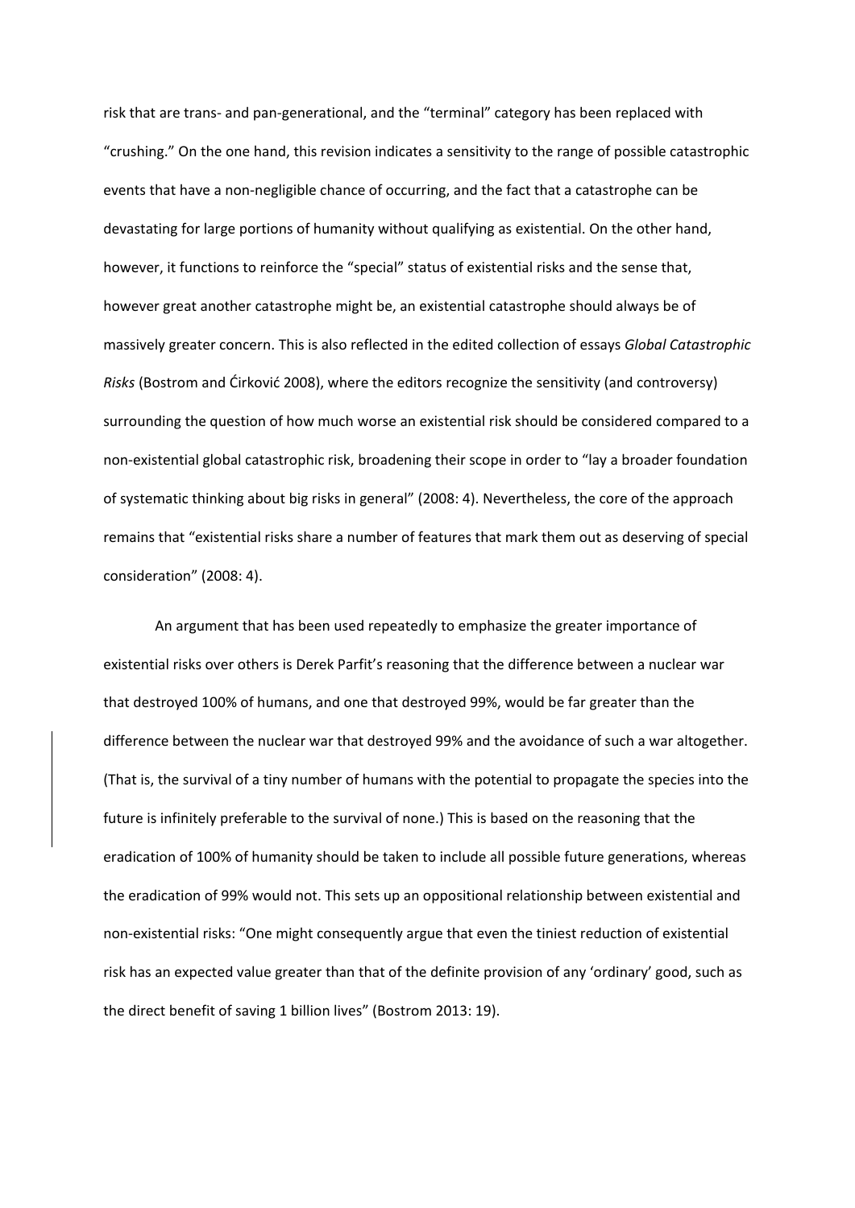risk that are trans- and pan-generational, and the "terminal" category has been replaced with "crushing." On the one hand, this revision indicates a sensitivity to the range of possible catastrophic events that have a non-negligible chance of occurring, and the fact that a catastrophe can be devastating for large portions of humanity without qualifying as existential. On the other hand, however, it functions to reinforce the "special" status of existential risks and the sense that, however great another catastrophe might be, an existential catastrophe should always be of massively greater concern. This is also reflected in the edited collection of essays *Global Catastrophic Risks* (Bostrom and Ćirković 2008), where the editors recognize the sensitivity (and controversy) surrounding the question of how much worse an existential risk should be considered compared to a non-existential global catastrophic risk, broadening their scope in order to "lay a broader foundation of systematic thinking about big risks in general" (2008: 4). Nevertheless, the core of the approach remains that "existential risks share a number of features that mark them out as deserving of special consideration" (2008: 4).

An argument that has been used repeatedly to emphasize the greater importance of existential risks over others is Derek Parfit's reasoning that the difference between a nuclear war that destroyed 100% of humans, and one that destroyed 99%, would be far greater than the difference between the nuclear war that destroyed 99% and the avoidance of such a war altogether. (That is, the survival of a tiny number of humans with the potential to propagate the species into the future is infinitely preferable to the survival of none.) This is based on the reasoning that the eradication of 100% of humanity should be taken to include all possible future generations, whereas the eradication of 99% would not. This sets up an oppositional relationship between existential and non-existential risks: "One might consequently argue that even the tiniest reduction of existential risk has an expected value greater than that of the definite provision of any 'ordinary' good, such as the direct benefit of saving 1 billion lives" (Bostrom 2013: 19).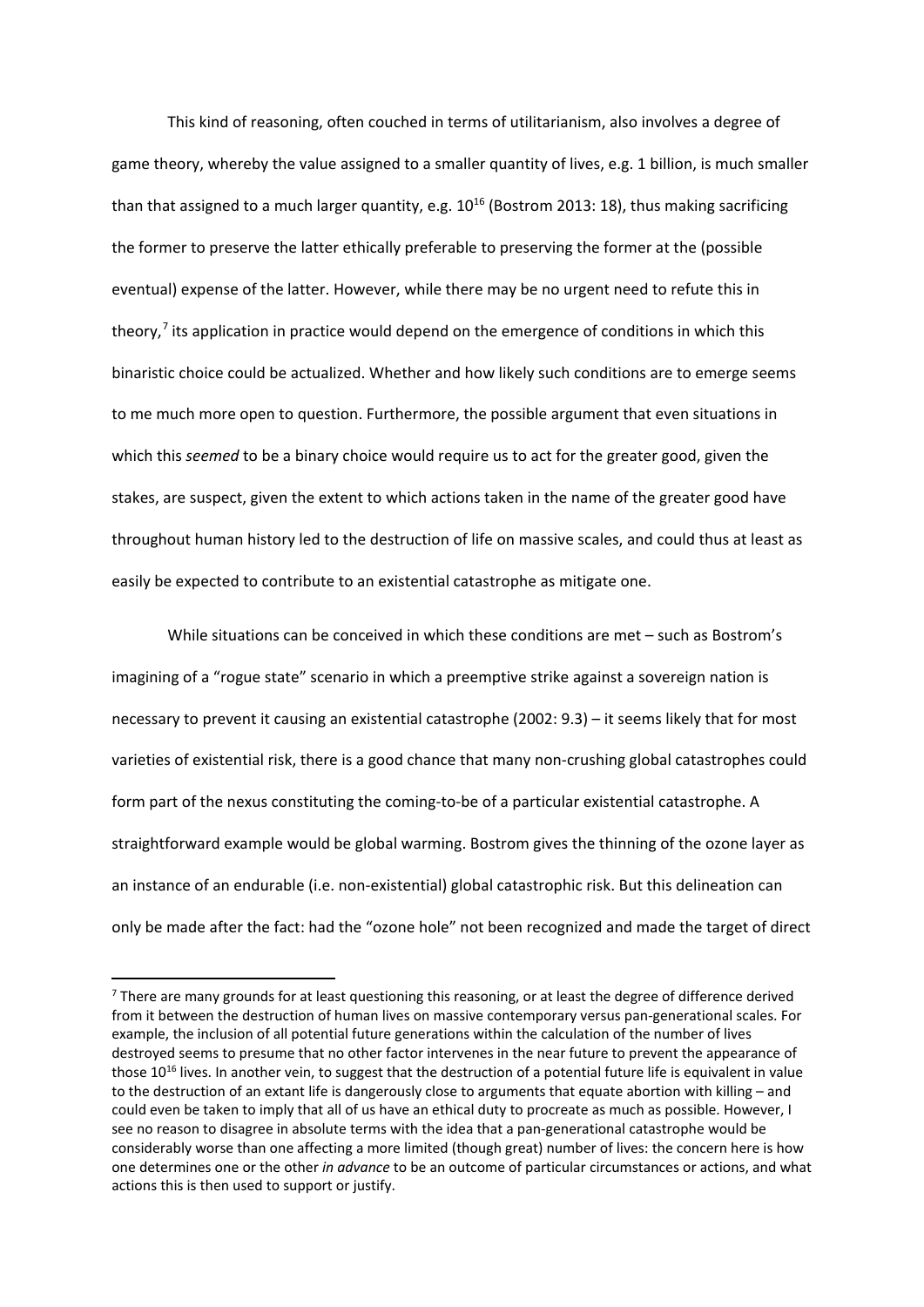This kind of reasoning, often couched in terms of utilitarianism, also involves a degree of game theory, whereby the value assigned to a smaller quantity of lives, e.g. 1 billion, is much smaller than that assigned to a much larger quantity, e.g. $10^{16}$ (Bostrom 2013: 18), thus making sacrificing the former to preserve the latter ethically preferable to preserving the former at the (possible eventual) expense of the latter. However, while there may be no urgent need to refute this in theory,[7] its application in practice would depend on the emergence of conditions in which this binaristic choice could be actualized. Whether and how likely such conditions are to emerge seems to me much more open to question. Furthermore, the possible argument that even situations in which this *seemed* to be a binary choice would require us to act for the greater good, given the stakes, are suspect, given the extent to which actions taken in the name of the greater good have throughout human history led to the destruction of life on massive scales, and could thus at least as easily be expected to contribute to an existential catastrophe as mitigate one.

While situations can be conceived in which these conditions are met – such as Bostrom's imagining of a "rogue state" scenario in which a preemptive strike against a sovereign nation is necessary to prevent it causing an existential catastrophe (2002: 9.3) – it seems likely that for most varieties of existential risk, there is a good chance that many non-crushing global catastrophes could form part of the nexus constituting the coming-to-be of a particular existential catastrophe. A straightforward example would be global warming. Bostrom gives the thinning of the ozone layer as an instance of an endurable (i.e. non-existential) global catastrophic risk. But this delineation can only be made after the fact: had the "ozone hole" not been recognized and made the target of direct

[7] There are many grounds for at least questioning this reasoning, or at least the degree of difference derived from it between the destruction of human lives on massive contemporary versus pan-generational scales. For example, the inclusion of all potential future generations within the calculation of the number of lives destroyed seems to presume that no other factor intervenes in the near future to prevent the appearance of those $10^{16}$ lives. In another vein, to suggest that the destruction of a potential future life is equivalent in value to the destruction of an extant life is dangerously close to arguments that equate abortion with killing – and could even be taken to imply that all of us have an ethical duty to procreate as much as possible. However, I see no reason to disagree in absolute terms with the idea that a pan-generational catastrophe would be considerably worse than one affecting a more limited (though great) number of lives: the concern here is how one determines one or the other *in advance* to be an outcome of particular circumstances or actions, and what actions this is then used to support or justify.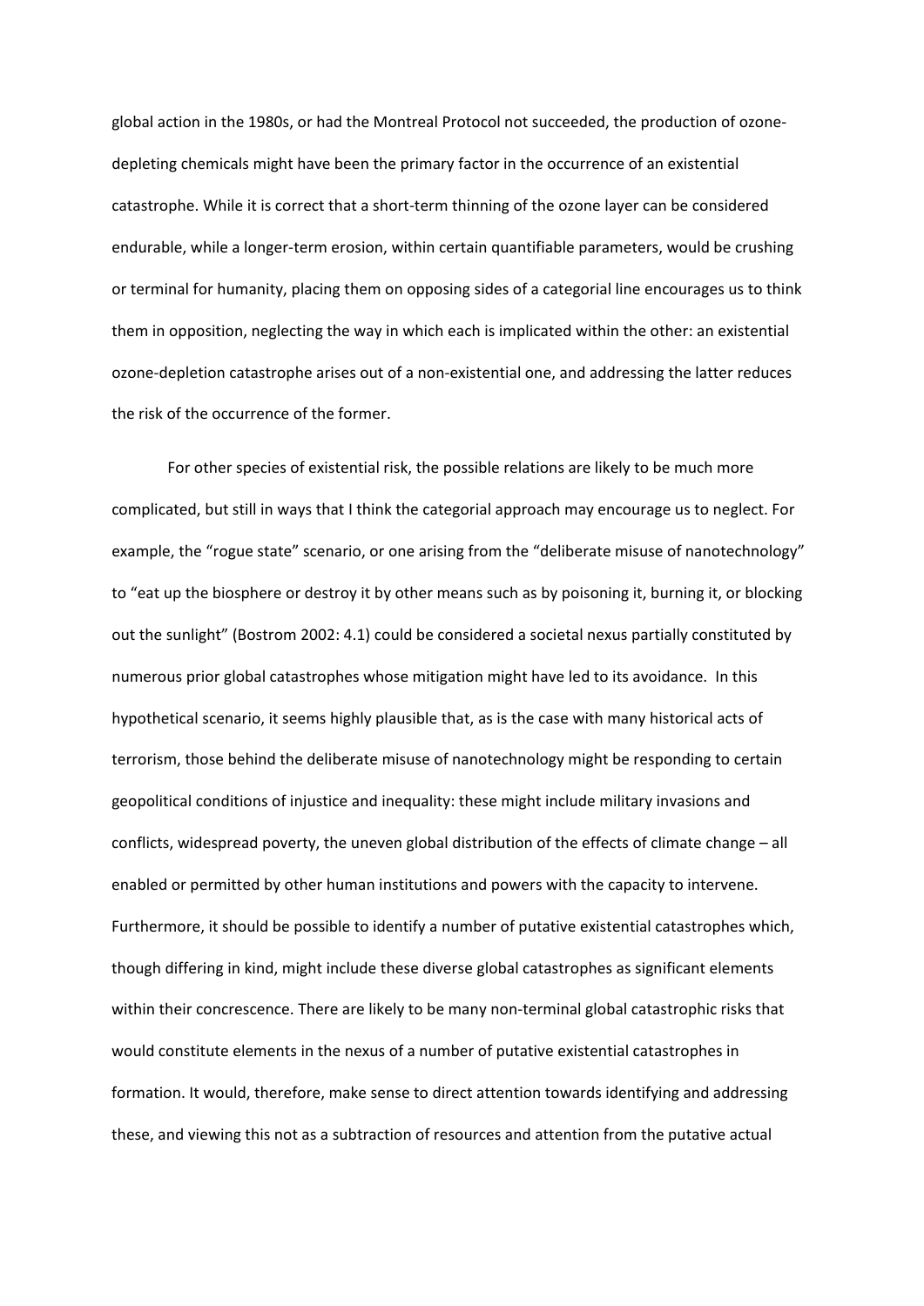global action in the 1980s, or had the Montreal Protocol not succeeded, the production of ozone-depleting chemicals might have been the primary factor in the occurrence of an existential catastrophe. While it is correct that a short-term thinning of the ozone layer can be considered endurable, while a longer-term erosion, within certain quantifiable parameters, would be crushing or terminal for humanity, placing them on opposing sides of a categorial line encourages us to think them in opposition, neglecting the way in which each is implicated within the other: an existential ozone-depletion catastrophe arises out of a non-existential one, and addressing the latter reduces the risk of the occurrence of the former.

For other species of existential risk, the possible relations are likely to be much more complicated, but still in ways that I think the categorial approach may encourage us to neglect. For example, the "rogue state" scenario, or one arising from the "deliberate misuse of nanotechnology" to "eat up the biosphere or destroy it by other means such as by poisoning it, burning it, or blocking out the sunlight" (Bostrom 2002: 4.1) could be considered a societal nexus partially constituted by numerous prior global catastrophes whose mitigation might have led to its avoidance. In this hypothetical scenario, it seems highly plausible that, as is the case with many historical acts of terrorism, those behind the deliberate misuse of nanotechnology might be responding to certain geopolitical conditions of injustice and inequality: these might include military invasions and conflicts, widespread poverty, the uneven global distribution of the effects of climate change – all enabled or permitted by other human institutions and powers with the capacity to intervene. Furthermore, it should be possible to identify a number of putative existential catastrophes which, though differing in kind, might include these diverse global catastrophes as significant elements within their concrescence. There are likely to be many non-terminal global catastrophic risks that would constitute elements in the nexus of a number of putative existential catastrophes in formation. It would, therefore, make sense to direct attention towards identifying and addressing these, and viewing this not as a subtraction of resources and attention from the putative actual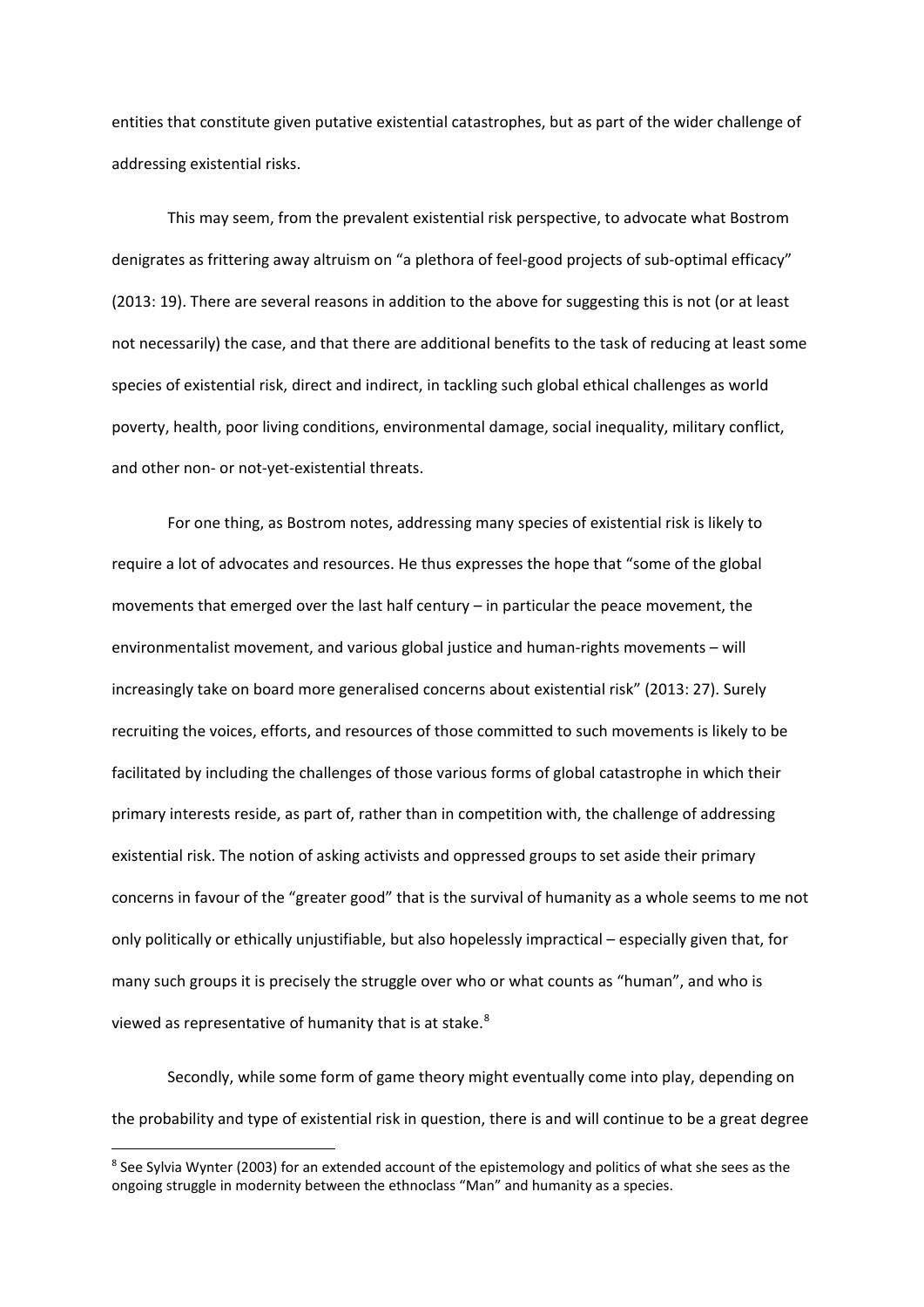entities that constitute given putative existential catastrophes, but as part of the wider challenge of addressing existential risks.

This may seem, from the prevalent existential risk perspective, to advocate what Bostrom denigrates as frittering away altruism on "a plethora of feel-good projects of sub-optimal efficacy" (2013: 19). There are several reasons in addition to the above for suggesting this is not (or at least not necessarily) the case, and that there are additional benefits to the task of reducing at least some species of existential risk, direct and indirect, in tackling such global ethical challenges as world poverty, health, poor living conditions, environmental damage, social inequality, military conflict, and other non- or not-yet-existential threats.

For one thing, as Bostrom notes, addressing many species of existential risk is likely to require a lot of advocates and resources. He thus expresses the hope that "some of the global movements that emerged over the last half century – in particular the peace movement, the environmentalist movement, and various global justice and human-rights movements – will increasingly take on board more generalised concerns about existential risk" (2013: 27). Surely recruiting the voices, efforts, and resources of those committed to such movements is likely to be facilitated by including the challenges of those various forms of global catastrophe in which their primary interests reside, as part of, rather than in competition with, the challenge of addressing existential risk. The notion of asking activists and oppressed groups to set aside their primary concerns in favour of the "greater good" that is the survival of humanity as a whole seems to me not only politically or ethically unjustifiable, but also hopelessly impractical – especially given that, for many such groups it is precisely the struggle over who or what counts as "human", and who is viewed as representative of humanity that is at stake.[8]

Secondly, while some form of game theory might eventually come into play, depending on the probability and type of existential risk in question, there is and will continue to be a great degree

[8] See Sylvia Wynter (2003) for an extended account of the epistemology and politics of what she sees as the ongoing struggle in modernity between the ethnoclass "Man" and humanity as a species.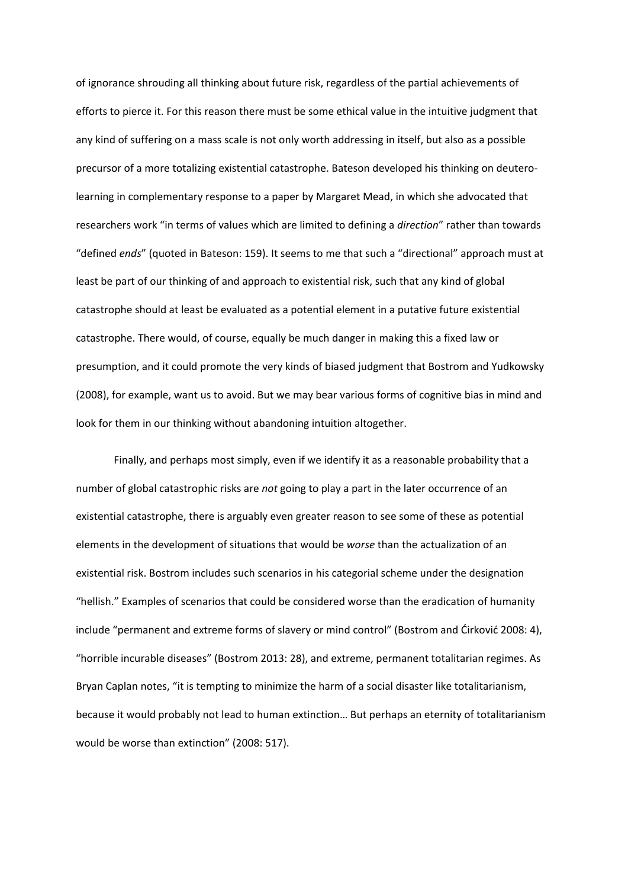of ignorance shrouding all thinking about future risk, regardless of the partial achievements of efforts to pierce it. For this reason there must be some ethical value in the intuitive judgment that any kind of suffering on a mass scale is not only worth addressing in itself, but also as a possible precursor of a more totalizing existential catastrophe. Bateson developed his thinking on deutero-learning in complementary response to a paper by Margaret Mead, in which she advocated that researchers work "in terms of values which are limited to defining a *direction*" rather than towards "defined *ends*" (quoted in Bateson: 159). It seems to me that such a "directional" approach must at least be part of our thinking of and approach to existential risk, such that any kind of global catastrophe should at least be evaluated as a potential element in a putative future existential catastrophe. There would, of course, equally be much danger in making this a fixed law or presumption, and it could promote the very kinds of biased judgment that Bostrom and Yudkowsky (2008), for example, want us to avoid. But we may bear various forms of cognitive bias in mind and look for them in our thinking without abandoning intuition altogether.

Finally, and perhaps most simply, even if we identify it as a reasonable probability that a number of global catastrophic risks are *not* going to play a part in the later occurrence of an existential catastrophe, there is arguably even greater reason to see some of these as potential elements in the development of situations that would be *worse* than the actualization of an existential risk. Bostrom includes such scenarios in his categorial scheme under the designation "hellish." Examples of scenarios that could be considered worse than the eradication of humanity include "permanent and extreme forms of slavery or mind control" (Bostrom and Ćirković 2008: 4), "horrible incurable diseases" (Bostrom 2013: 28), and extreme, permanent totalitarian regimes. As Bryan Caplan notes, "it is tempting to minimize the harm of a social disaster like totalitarianism, because it would probably not lead to human extinction… But perhaps an eternity of totalitarianism would be worse than extinction" (2008: 517).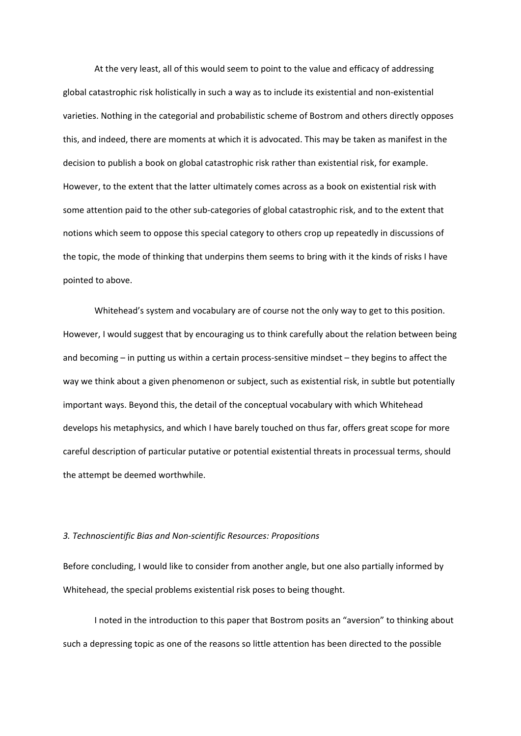At the very least, all of this would seem to point to the value and efficacy of addressing global catastrophic risk holistically in such a way as to include its existential and non-existential varieties. Nothing in the categorial and probabilistic scheme of Bostrom and others directly opposes this, and indeed, there are moments at which it is advocated. This may be taken as manifest in the decision to publish a book on global catastrophic risk rather than existential risk, for example. However, to the extent that the latter ultimately comes across as a book on existential risk with some attention paid to the other sub-categories of global catastrophic risk, and to the extent that notions which seem to oppose this special category to others crop up repeatedly in discussions of the topic, the mode of thinking that underpins them seems to bring with it the kinds of risks I have pointed to above.

Whitehead's system and vocabulary are of course not the only way to get to this position. However, I would suggest that by encouraging us to think carefully about the relation between being and becoming – in putting us within a certain process-sensitive mindset – they begins to affect the way we think about a given phenomenon or subject, such as existential risk, in subtle but potentially important ways. Beyond this, the detail of the conceptual vocabulary with which Whitehead develops his metaphysics, and which I have barely touched on thus far, offers great scope for more careful description of particular putative or potential existential threats in processual terms, should the attempt be deemed worthwhile.

### *3. Technoscientific Bias and Non-scientific Resources: Propositions*

Before concluding, I would like to consider from another angle, but one also partially informed by Whitehead, the special problems existential risk poses to being thought.

I noted in the introduction to this paper that Bostrom posits an "aversion" to thinking about such a depressing topic as one of the reasons so little attention has been directed to the possible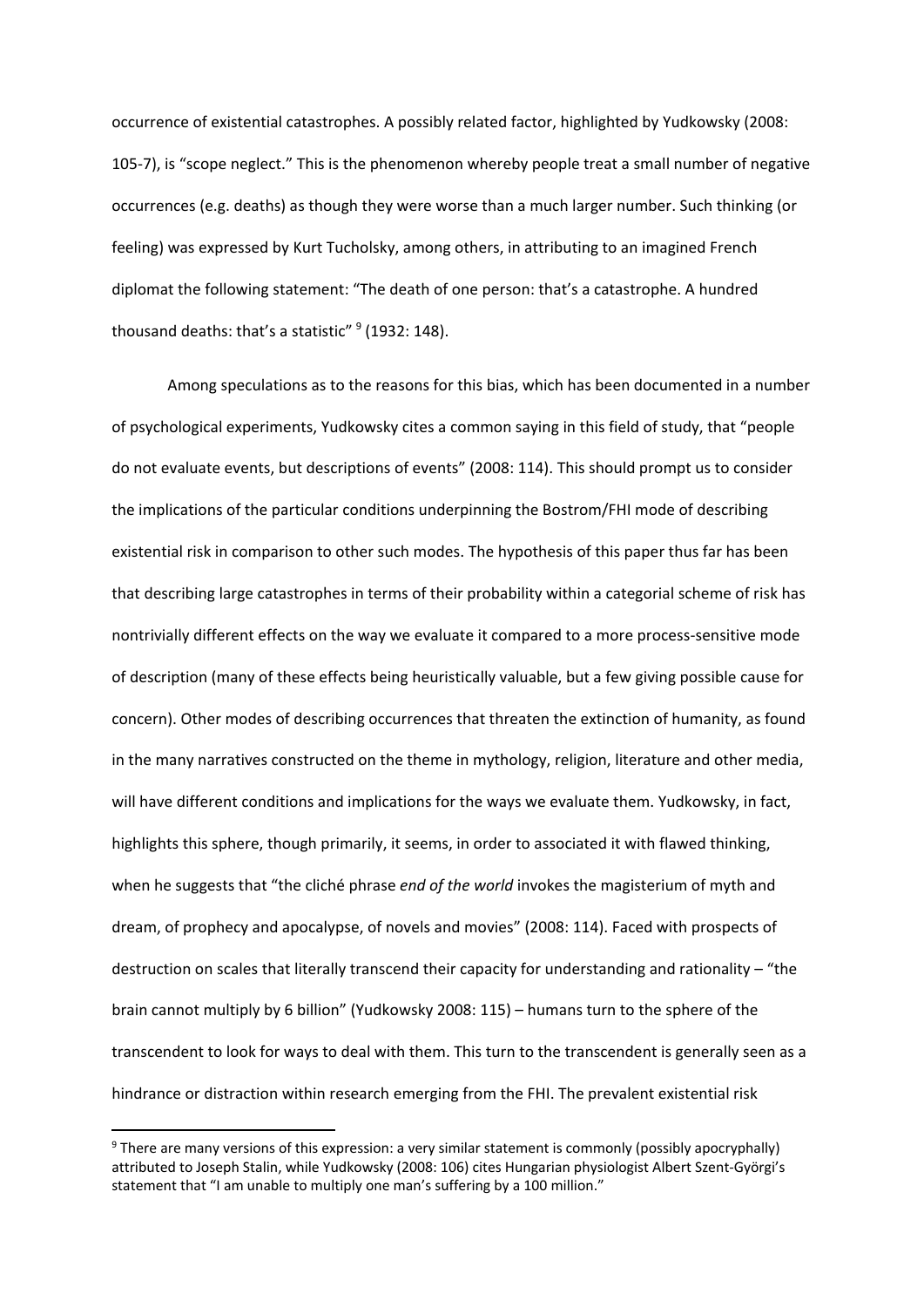occurrence of existential catastrophes. A possibly related factor, highlighted by Yudkowsky (2008: 105-7), is "scope neglect." This is the phenomenon whereby people treat a small number of negative occurrences (e.g. deaths) as though they were worse than a much larger number. Such thinking (or feeling) was expressed by Kurt Tucholsky, among others, in attributing to an imagined French diplomat the following statement: "The death of one person: that's a catastrophe. A hundred thousand deaths: that's a statistic" [9] (1932: 148).

Among speculations as to the reasons for this bias, which has been documented in a number of psychological experiments, Yudkowsky cites a common saying in this field of study, that "people do not evaluate events, but descriptions of events" (2008: 114). This should prompt us to consider the implications of the particular conditions underpinning the Bostrom/FHI mode of describing existential risk in comparison to other such modes. The hypothesis of this paper thus far has been that describing large catastrophes in terms of their probability within a categorial scheme of risk has nontrivially different effects on the way we evaluate it compared to a more process-sensitive mode of description (many of these effects being heuristically valuable, but a few giving possible cause for concern). Other modes of describing occurrences that threaten the extinction of humanity, as found in the many narratives constructed on the theme in mythology, religion, literature and other media, will have different conditions and implications for the ways we evaluate them. Yudkowsky, in fact, highlights this sphere, though primarily, it seems, in order to associated it with flawed thinking, when he suggests that "the cliché phrase *end of the world* invokes the magisterium of myth and dream, of prophecy and apocalypse, of novels and movies" (2008: 114). Faced with prospects of destruction on scales that literally transcend their capacity for understanding and rationality – "the brain cannot multiply by 6 billion" (Yudkowsky 2008: 115) – humans turn to the sphere of the transcendent to look for ways to deal with them. This turn to the transcendent is generally seen as a hindrance or distraction within research emerging from the FHI. The prevalent existential risk

[9] There are many versions of this expression: a very similar statement is commonly (possibly apocryphally) attributed to Joseph Stalin, while Yudkowsky (2008: 106) cites Hungarian physiologist Albert Szent-Györgi's statement that "I am unable to multiply one man's suffering by a 100 million."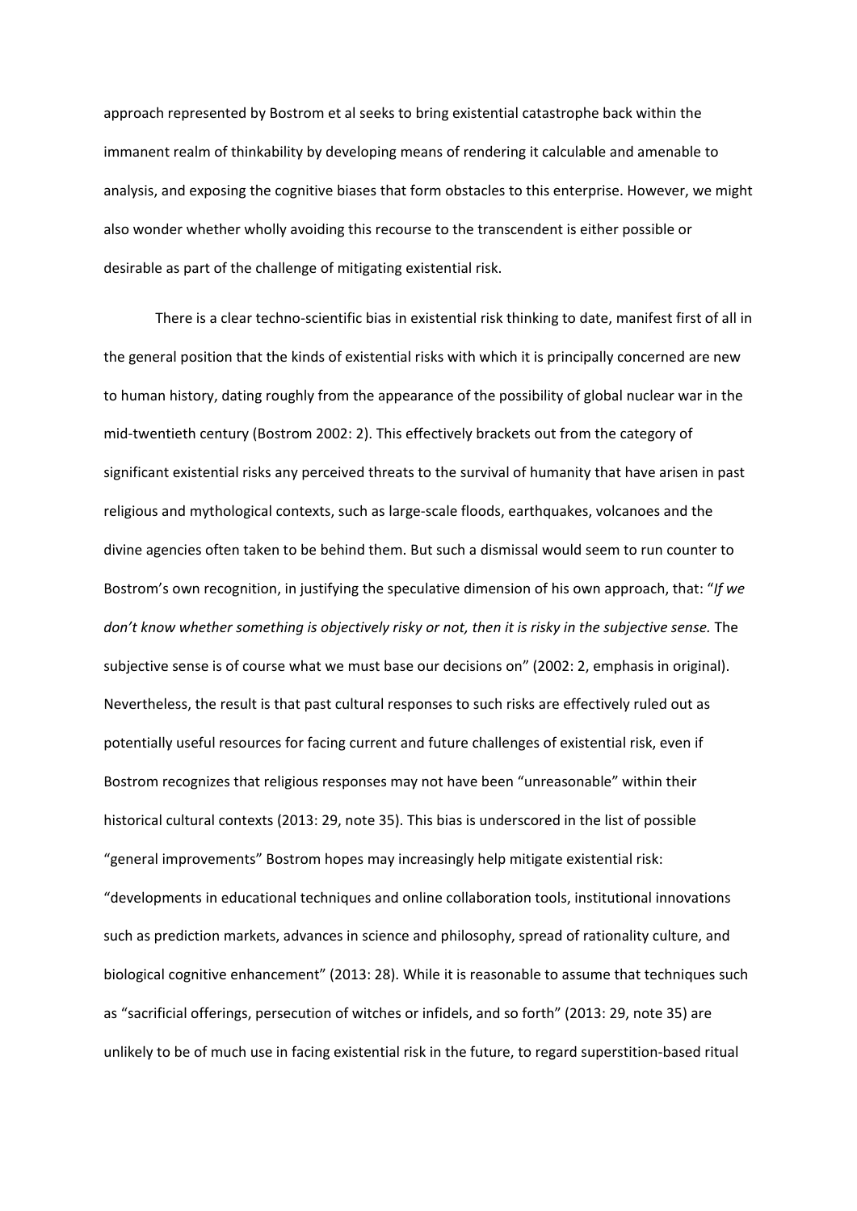approach represented by Bostrom et al seeks to bring existential catastrophe back within the immanent realm of thinkability by developing means of rendering it calculable and amenable to analysis, and exposing the cognitive biases that form obstacles to this enterprise. However, we might also wonder whether wholly avoiding this recourse to the transcendent is either possible or desirable as part of the challenge of mitigating existential risk.

There is a clear techno-scientific bias in existential risk thinking to date, manifest first of all in the general position that the kinds of existential risks with which it is principally concerned are new to human history, dating roughly from the appearance of the possibility of global nuclear war in the mid-twentieth century (Bostrom 2002: 2). This effectively brackets out from the category of significant existential risks any perceived threats to the survival of humanity that have arisen in past religious and mythological contexts, such as large-scale floods, earthquakes, volcanoes and the divine agencies often taken to be behind them. But such a dismissal would seem to run counter to Bostrom's own recognition, in justifying the speculative dimension of his own approach, that: "*If we don't know whether something is objectively risky or not, then it is risky in the subjective sense.* The subjective sense is of course what we must base our decisions on" (2002: 2, emphasis in original). Nevertheless, the result is that past cultural responses to such risks are effectively ruled out as potentially useful resources for facing current and future challenges of existential risk, even if Bostrom recognizes that religious responses may not have been "unreasonable" within their historical cultural contexts (2013: 29, note 35). This bias is underscored in the list of possible "general improvements" Bostrom hopes may increasingly help mitigate existential risk: "developments in educational techniques and online collaboration tools, institutional innovations such as prediction markets, advances in science and philosophy, spread of rationality culture, and biological cognitive enhancement" (2013: 28). While it is reasonable to assume that techniques such as "sacrificial offerings, persecution of witches or infidels, and so forth" (2013: 29, note 35) are unlikely to be of much use in facing existential risk in the future, to regard superstition-based ritual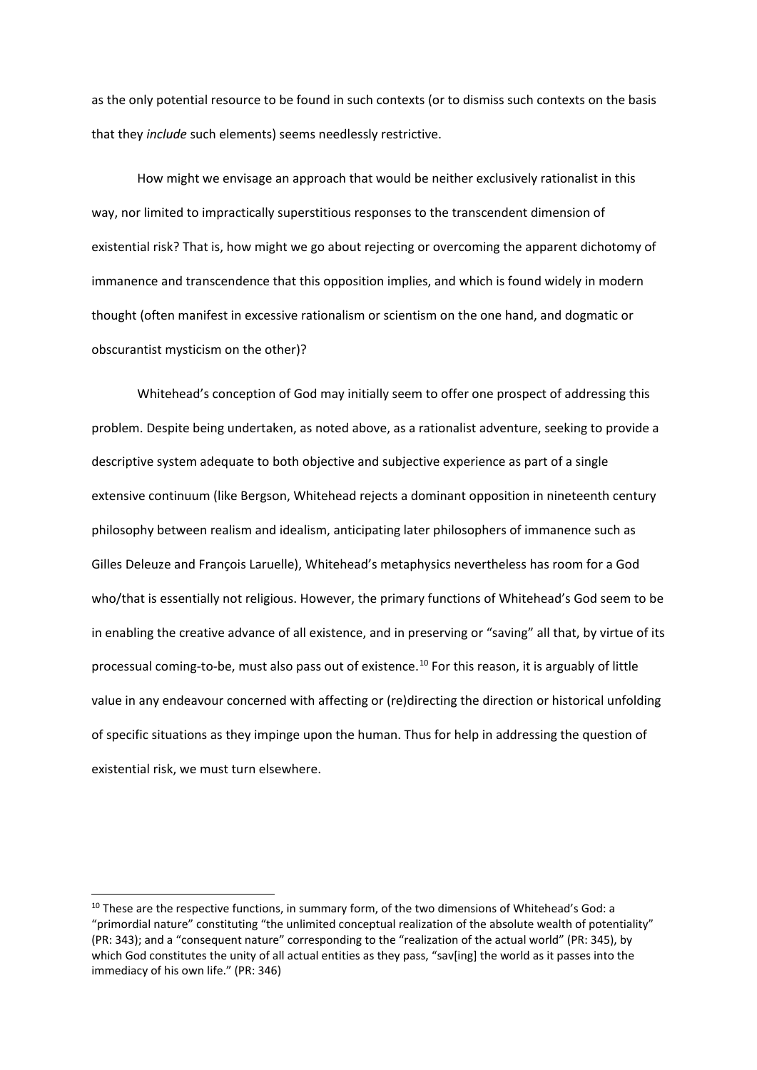as the only potential resource to be found in such contexts (or to dismiss such contexts on the basis that they *include* such elements) seems needlessly restrictive.

How might we envisage an approach that would be neither exclusively rationalist in this way, nor limited to impractically superstitious responses to the transcendent dimension of existential risk? That is, how might we go about rejecting or overcoming the apparent dichotomy of immanence and transcendence that this opposition implies, and which is found widely in modern thought (often manifest in excessive rationalism or scientism on the one hand, and dogmatic or obscurantist mysticism on the other)?

Whitehead's conception of God may initially seem to offer one prospect of addressing this problem. Despite being undertaken, as noted above, as a rationalist adventure, seeking to provide a descriptive system adequate to both objective and subjective experience as part of a single extensive continuum (like Bergson, Whitehead rejects a dominant opposition in nineteenth century philosophy between realism and idealism, anticipating later philosophers of immanence such as Gilles Deleuze and François Laruelle), Whitehead's metaphysics nevertheless has room for a God who/that is essentially not religious. However, the primary functions of Whitehead's God seem to be in enabling the creative advance of all existence, and in preserving or "saving" all that, by virtue of its processual coming-to-be, must also pass out of existence.[10] For this reason, it is arguably of little value in any endeavour concerned with affecting or (re)directing the direction or historical unfolding of specific situations as they impinge upon the human. Thus for help in addressing the question of existential risk, we must turn elsewhere.

[10] These are the respective functions, in summary form, of the two dimensions of Whitehead's God: a "primordial nature" constituting "the unlimited conceptual realization of the absolute wealth of potentiality" (PR: 343); and a "consequent nature" corresponding to the "realization of the actual world" (PR: 345), by which God constitutes the unity of all actual entities as they pass, "sav[ing] the world as it passes into the immediacy of his own life." (PR: 346)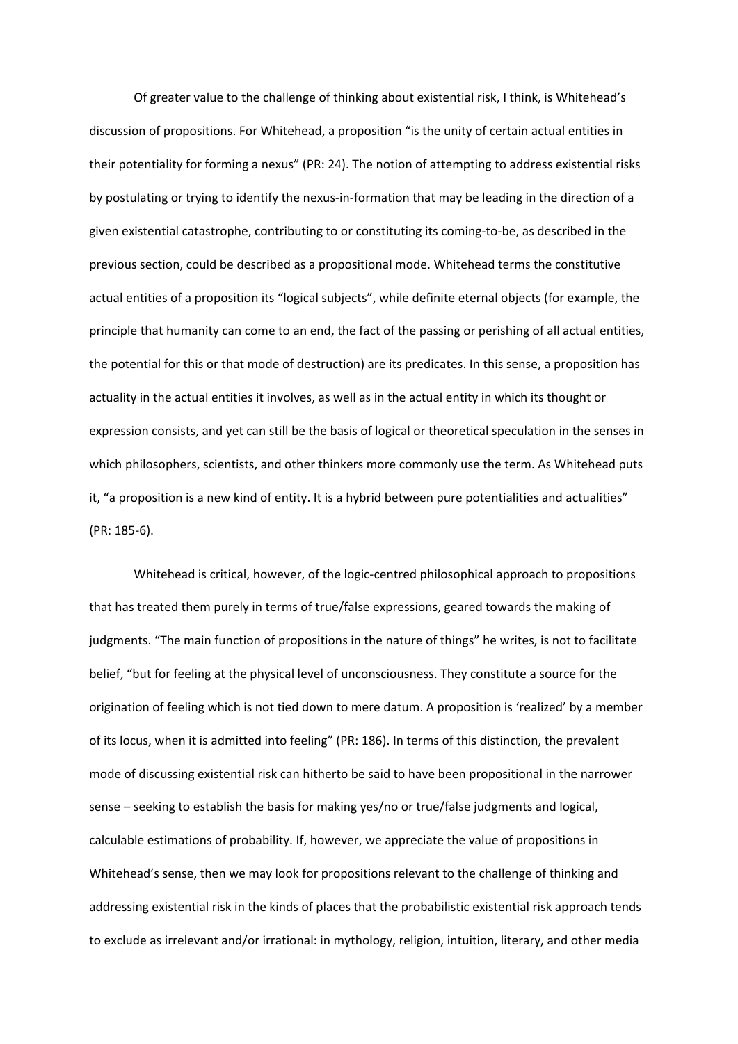Of greater value to the challenge of thinking about existential risk, I think, is Whitehead's discussion of propositions. For Whitehead, a proposition "is the unity of certain actual entities in their potentiality for forming a nexus" (PR: 24). The notion of attempting to address existential risks by postulating or trying to identify the nexus-in-formation that may be leading in the direction of a given existential catastrophe, contributing to or constituting its coming-to-be, as described in the previous section, could be described as a propositional mode. Whitehead terms the constitutive actual entities of a proposition its "logical subjects", while definite eternal objects (for example, the principle that humanity can come to an end, the fact of the passing or perishing of all actual entities, the potential for this or that mode of destruction) are its predicates. In this sense, a proposition has actuality in the actual entities it involves, as well as in the actual entity in which its thought or expression consists, and yet can still be the basis of logical or theoretical speculation in the senses in which philosophers, scientists, and other thinkers more commonly use the term. As Whitehead puts it, "a proposition is a new kind of entity. It is a hybrid between pure potentialities and actualities" (PR: 185-6).

Whitehead is critical, however, of the logic-centred philosophical approach to propositions that has treated them purely in terms of true/false expressions, geared towards the making of judgments. "The main function of propositions in the nature of things" he writes, is not to facilitate belief, "but for feeling at the physical level of unconsciousness. They constitute a source for the origination of feeling which is not tied down to mere datum. A proposition is 'realized' by a member of its locus, when it is admitted into feeling" (PR: 186). In terms of this distinction, the prevalent mode of discussing existential risk can hitherto be said to have been propositional in the narrower sense – seeking to establish the basis for making yes/no or true/false judgments and logical, calculable estimations of probability. If, however, we appreciate the value of propositions in Whitehead's sense, then we may look for propositions relevant to the challenge of thinking and addressing existential risk in the kinds of places that the probabilistic existential risk approach tends to exclude as irrelevant and/or irrational: in mythology, religion, intuition, literary, and other media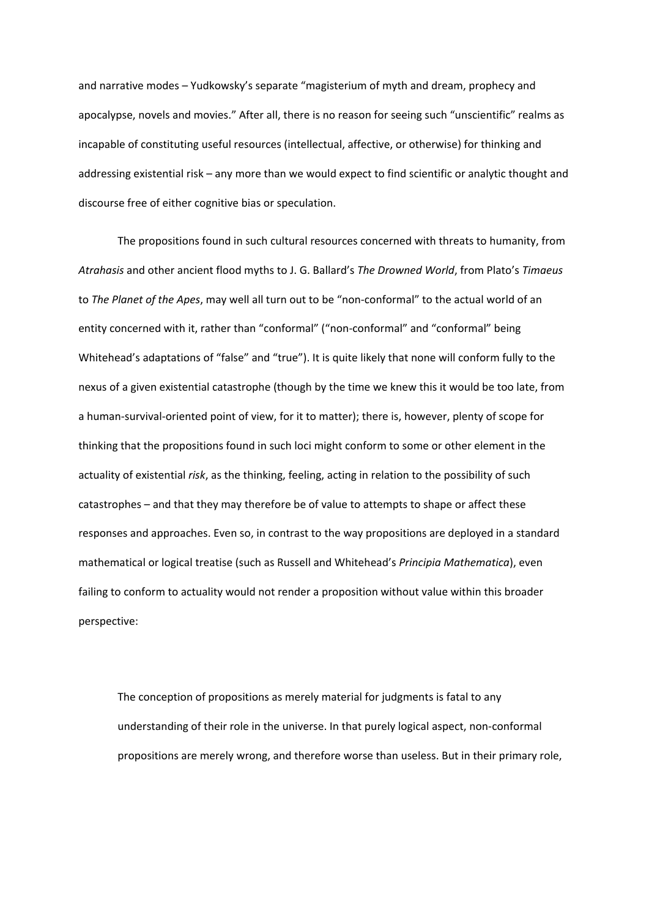and narrative modes – Yudkowsky's separate "magisterium of myth and dream, prophecy and apocalypse, novels and movies." After all, there is no reason for seeing such "unscientific" realms as incapable of constituting useful resources (intellectual, affective, or otherwise) for thinking and addressing existential risk – any more than we would expect to find scientific or analytic thought and discourse free of either cognitive bias or speculation.

The propositions found in such cultural resources concerned with threats to humanity, from *Atrahasis* and other ancient flood myths to J. G. Ballard's *The Drowned World*, from Plato's *Timaeus* to *The Planet of the Apes*, may well all turn out to be "non-conformal" to the actual world of an entity concerned with it, rather than "conformal" ("non-conformal" and "conformal" being Whitehead's adaptations of "false" and "true"). It is quite likely that none will conform fully to the nexus of a given existential catastrophe (though by the time we knew this it would be too late, from a human-survival-oriented point of view, for it to matter); there is, however, plenty of scope for thinking that the propositions found in such loci might conform to some or other element in the actuality of existential *risk*, as the thinking, feeling, acting in relation to the possibility of such catastrophes – and that they may therefore be of value to attempts to shape or affect these responses and approaches. Even so, in contrast to the way propositions are deployed in a standard mathematical or logical treatise (such as Russell and Whitehead's *Principia Mathematica*), even failing to conform to actuality would not render a proposition without value within this broader perspective:

> The conception of propositions as merely material for judgments is fatal to any understanding of their role in the universe. In that purely logical aspect, non-conformal propositions are merely wrong, and therefore worse than useless. But in their primary role,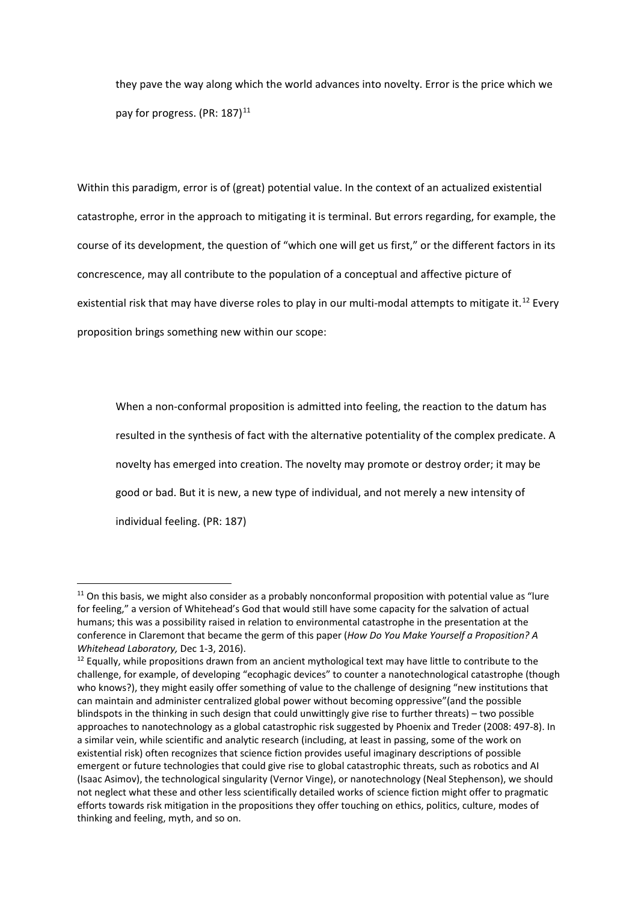> they pave the way along which the world advances into novelty. Error is the price which we pay for progress. (PR: 187)[11]

Within this paradigm, error is of (great) potential value. In the context of an actualized existential catastrophe, error in the approach to mitigating it is terminal. But errors regarding, for example, the course of its development, the question of "which one will get us first," or the different factors in its concrescence, may all contribute to the population of a conceptual and affective picture of existential risk that may have diverse roles to play in our multi-modal attempts to mitigate it.[12] Every proposition brings something new within our scope:

> When a non-conformal proposition is admitted into feeling, the reaction to the datum has resulted in the synthesis of fact with the alternative potentiality of the complex predicate. A novelty has emerged into creation. The novelty may promote or destroy order; it may be good or bad. But it is new, a new type of individual, and not merely a new intensity of individual feeling. (PR: 187)

---

[11] On this basis, we might also consider as a probably nonconformal proposition with potential value as "lure for feeling," a version of Whitehead's God that would still have some capacity for the salvation of actual humans; this was a possibility raised in relation to environmental catastrophe in the presentation at the conference in Claremont that became the germ of this paper (*How Do You Make Yourself a Proposition? A Whitehead Laboratory,* Dec 1-3, 2016).

[12] Equally, while propositions drawn from an ancient mythological text may have little to contribute to the challenge, for example, of developing "ecophagic devices" to counter a nanotechnological catastrophe (though who knows?), they might easily offer something of value to the challenge of designing "new institutions that can maintain and administer centralized global power without becoming oppressive"(and the possible blindspots in the thinking in such design that could unwittingly give rise to further threats) – two possible approaches to nanotechnology as a global catastrophic risk suggested by Phoenix and Treder (2008: 497-8). In a similar vein, while scientific and analytic research (including, at least in passing, some of the work on existential risk) often recognizes that science fiction provides useful imaginary descriptions of possible emergent or future technologies that could give rise to global catastrophic threats, such as robotics and AI (Isaac Asimov), the technological singularity (Vernor Vinge), or nanotechnology (Neal Stephenson), we should not neglect what these and other less scientifically detailed works of science fiction might offer to pragmatic efforts towards risk mitigation in the propositions they offer touching on ethics, politics, culture, modes of thinking and feeling, myth, and so on.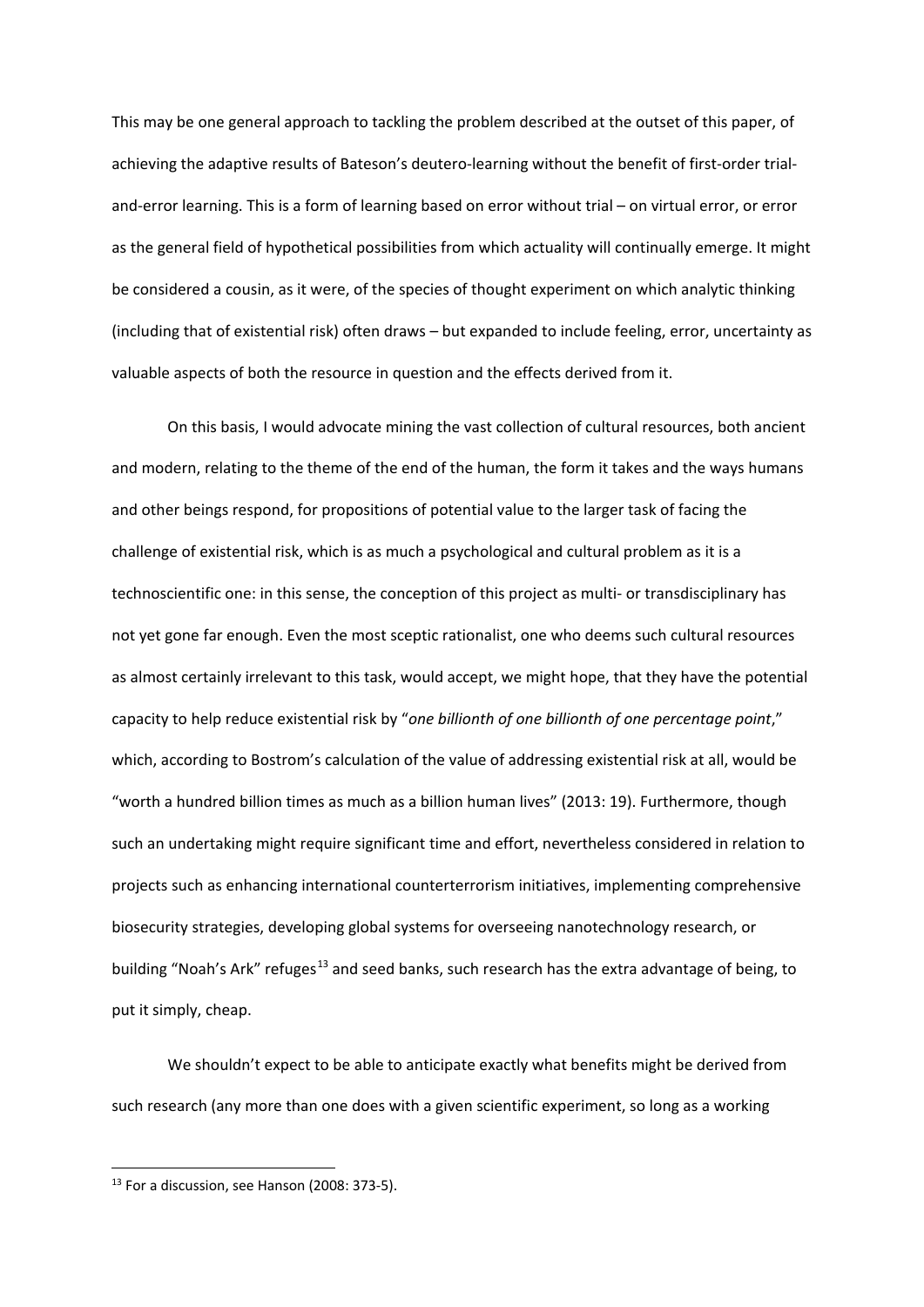This may be one general approach to tackling the problem described at the outset of this paper, of achieving the adaptive results of Bateson's deutero-learning without the benefit of first-order trial-and-error learning. This is a form of learning based on error without trial – on virtual error, or error as the general field of hypothetical possibilities from which actuality will continually emerge. It might be considered a cousin, as it were, of the species of thought experiment on which analytic thinking (including that of existential risk) often draws – but expanded to include feeling, error, uncertainty as valuable aspects of both the resource in question and the effects derived from it.

On this basis, I would advocate mining the vast collection of cultural resources, both ancient and modern, relating to the theme of the end of the human, the form it takes and the ways humans and other beings respond, for propositions of potential value to the larger task of facing the challenge of existential risk, which is as much a psychological and cultural problem as it is a technoscientific one: in this sense, the conception of this project as multi- or transdisciplinary has not yet gone far enough. Even the most sceptic rationalist, one who deems such cultural resources as almost certainly irrelevant to this task, would accept, we might hope, that they have the potential capacity to help reduce existential risk by "*one billionth of one billionth of one percentage point*," which, according to Bostrom's calculation of the value of addressing existential risk at all, would be "worth a hundred billion times as much as a billion human lives" (2013: 19). Furthermore, though such an undertaking might require significant time and effort, nevertheless considered in relation to projects such as enhancing international counterterrorism initiatives, implementing comprehensive biosecurity strategies, developing global systems for overseeing nanotechnology research, or building "Noah's Ark" refuges[13] and seed banks, such research has the extra advantage of being, to put it simply, cheap.

We shouldn't expect to be able to anticipate exactly what benefits might be derived from such research (any more than one does with a given scientific experiment, so long as a working

---

[13] For a discussion, see Hanson (2008: 373-5).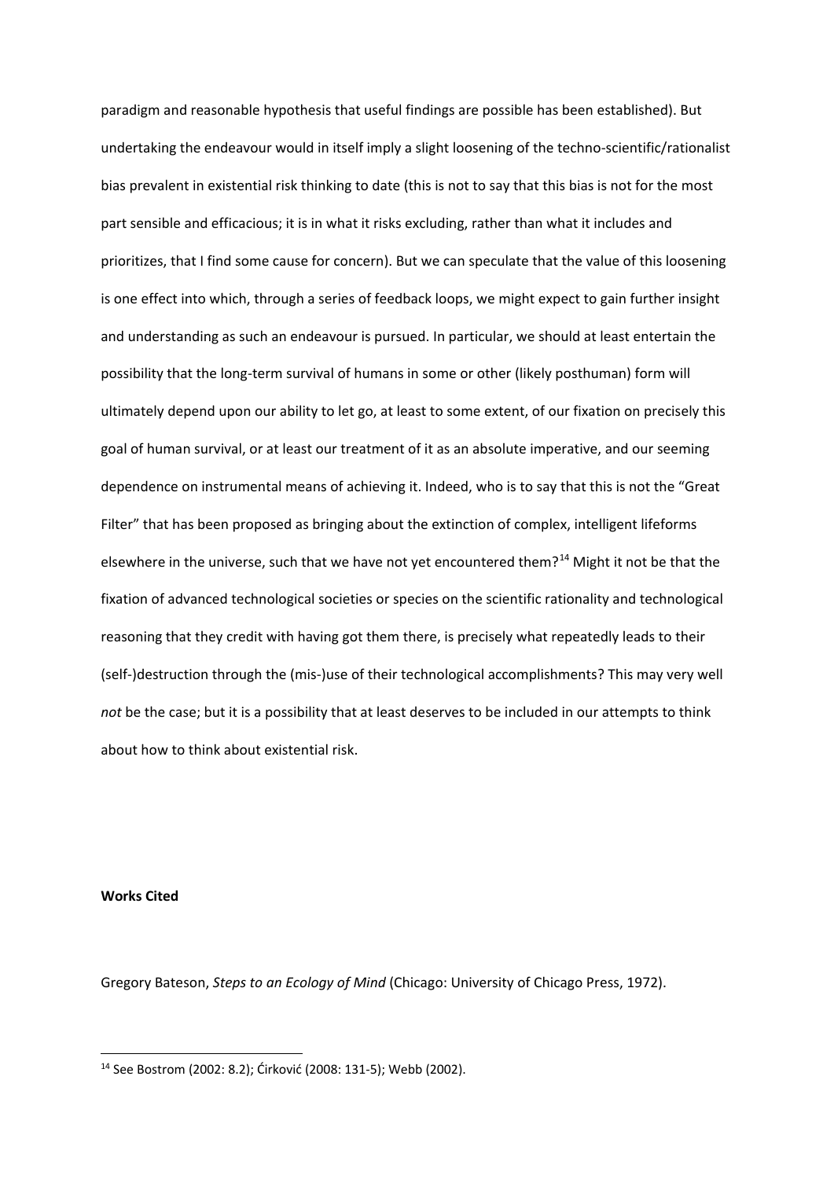paradigm and reasonable hypothesis that useful findings are possible has been established). But undertaking the endeavour would in itself imply a slight loosening of the techno-scientific/rationalist bias prevalent in existential risk thinking to date (this is not to say that this bias is not for the most part sensible and efficacious; it is in what it risks excluding, rather than what it includes and prioritizes, that I find some cause for concern). But we can speculate that the value of this loosening is one effect into which, through a series of feedback loops, we might expect to gain further insight and understanding as such an endeavour is pursued. In particular, we should at least entertain the possibility that the long-term survival of humans in some or other (likely posthuman) form will ultimately depend upon our ability to let go, at least to some extent, of our fixation on precisely this goal of human survival, or at least our treatment of it as an absolute imperative, and our seeming dependence on instrumental means of achieving it. Indeed, who is to say that this is not the "Great Filter" that has been proposed as bringing about the extinction of complex, intelligent lifeforms elsewhere in the universe, such that we have not yet encountered them?[14] Might it not be that the fixation of advanced technological societies or species on the scientific rationality and technological reasoning that they credit with having got them there, is precisely what repeatedly leads to their (self-)destruction through the (mis-)use of their technological accomplishments? This may very well *not* be the case; but it is a possibility that at least deserves to be included in our attempts to think about how to think about existential risk.

**Works Cited**

Gregory Bateson, *Steps to an Ecology of Mind* (Chicago: University of Chicago Press, 1972).

[14] See Bostrom (2002: 8.2); Ćirković (2008: 131-5); Webb (2002).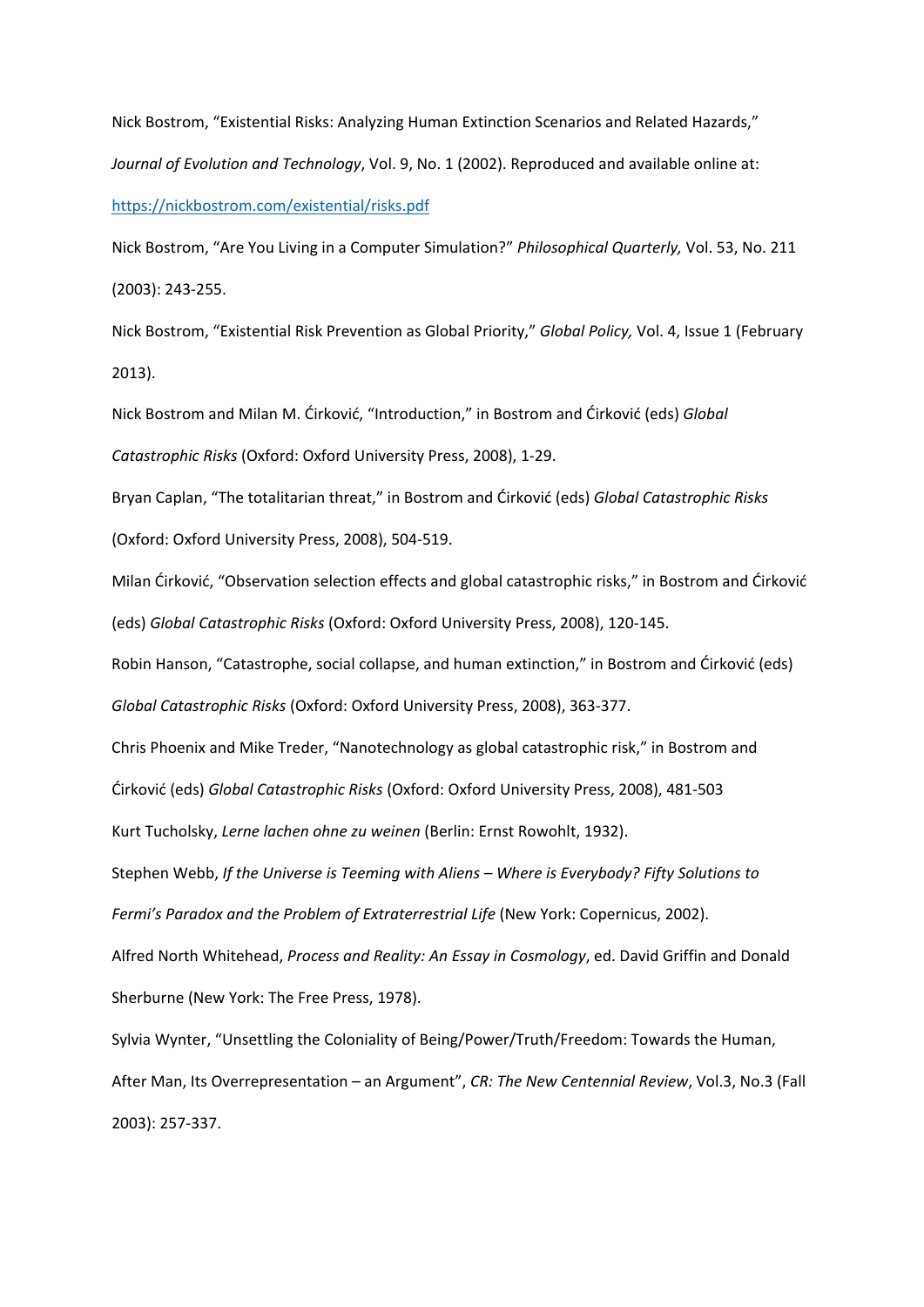Nick Bostrom, "Existential Risks: Analyzing Human Extinction Scenarios and Related Hazards," *Journal of Evolution and Technology*, Vol. 9, No. 1 (2002). Reproduced and available online at: https://nickbostrom.com/existential/risks.pdf

Nick Bostrom, "Are You Living in a Computer Simulation?" *Philosophical Quarterly,* Vol. 53, No. 211 (2003): 243-255.

Nick Bostrom, "Existential Risk Prevention as Global Priority," *Global Policy,* Vol. 4, Issue 1 (February 2013).

Nick Bostrom and Milan M. Ćirković, "Introduction," in Bostrom and Ćirković (eds) *Global Catastrophic Risks* (Oxford: Oxford University Press, 2008), 1-29.

Bryan Caplan, "The totalitarian threat," in Bostrom and Ćirković (eds) *Global Catastrophic Risks* (Oxford: Oxford University Press, 2008), 504-519.

Milan Ćirković, "Observation selection effects and global catastrophic risks," in Bostrom and Ćirković (eds) *Global Catastrophic Risks* (Oxford: Oxford University Press, 2008), 120-145.

Robin Hanson, "Catastrophe, social collapse, and human extinction," in Bostrom and Ćirković (eds) *Global Catastrophic Risks* (Oxford: Oxford University Press, 2008), 363-377.

Chris Phoenix and Mike Treder, "Nanotechnology as global catastrophic risk," in Bostrom and Ćirković (eds) *Global Catastrophic Risks* (Oxford: Oxford University Press, 2008), 481-503

Kurt Tucholsky, *Lerne lachen ohne zu weinen* (Berlin: Ernst Rowohlt, 1932).

Stephen Webb, *If the Universe is Teeming with Aliens – Where is Everybody? Fifty Solutions to Fermi's Paradox and the Problem of Extraterrestrial Life* (New York: Copernicus, 2002).

Alfred North Whitehead, *Process and Reality: An Essay in Cosmology*, ed. David Griffin and Donald Sherburne (New York: The Free Press, 1978).

Sylvia Wynter, "Unsettling the Coloniality of Being/Power/Truth/Freedom: Towards the Human, After Man, Its Overrepresentation – an Argument", *CR: The New Centennial Review*, Vol.3, No.3 (Fall 2003): 257-337.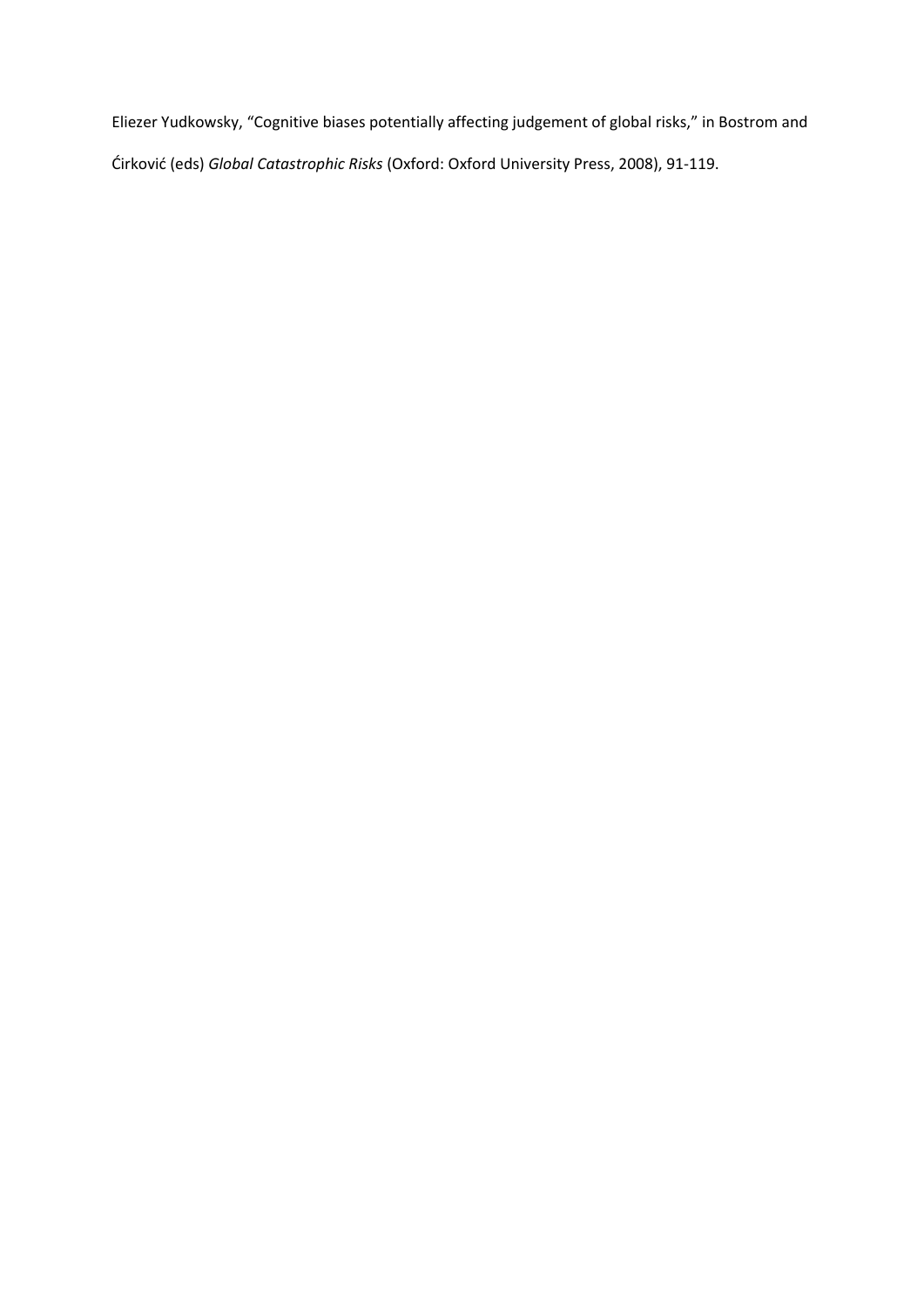Eliezer Yudkowsky, "Cognitive biases potentially affecting judgement of global risks," in Bostrom and Ćirković (eds) *Global Catastrophic Risks* (Oxford: Oxford University Press, 2008), 91-119.